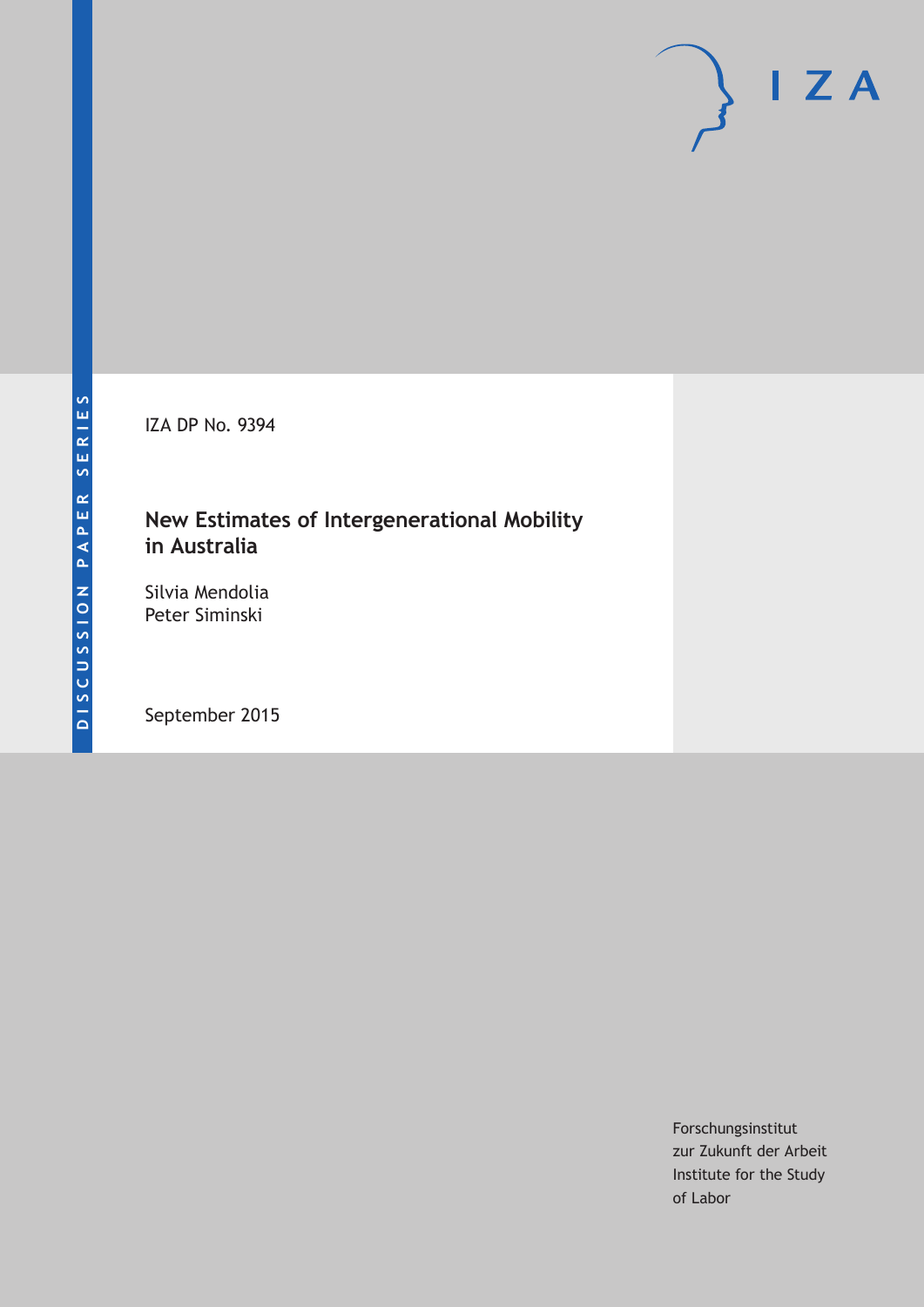DISCUSSION PAPER SERIES

IZA

IZA DP No. 9394

# New Estimates of Intergenerational Mobility in Australia

Silvia Mendolia
Peter Siminski

September 2015

Forschungsinstitut
zur Zukunft der Arbeit
Institute for the Study
of Labor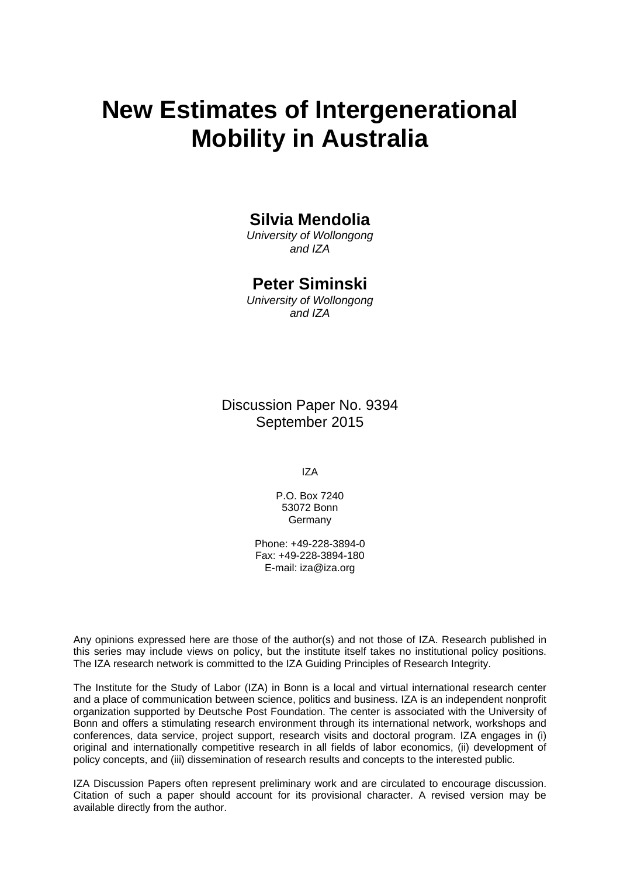# New Estimates of Intergenerational Mobility in Australia

**Silvia Mendolia**
*University of Wollongong and IZA*

**Peter Siminski**
*University of Wollongong and IZA*

Discussion Paper No. 9394
September 2015

IZA

P.O. Box 7240
53072 Bonn
Germany

Phone: +49-228-3894-0
Fax: +49-228-3894-180
E-mail: iza@iza.org

Any opinions expressed here are those of the author(s) and not those of IZA. Research published in this series may include views on policy, but the institute itself takes no institutional policy positions. The IZA research network is committed to the IZA Guiding Principles of Research Integrity.

The Institute for the Study of Labor (IZA) in Bonn is a local and virtual international research center and a place of communication between science, politics and business. IZA is an independent nonprofit organization supported by Deutsche Post Foundation. The center is associated with the University of Bonn and offers a stimulating research environment through its international network, workshops and conferences, data service, project support, research visits and doctoral program. IZA engages in (i) original and internationally competitive research in all fields of labor economics, (ii) development of policy concepts, and (iii) dissemination of research results and concepts to the interested public.

IZA Discussion Papers often represent preliminary work and are circulated to encourage discussion. Citation of such a paper should account for its provisional character. A revised version may be available directly from the author.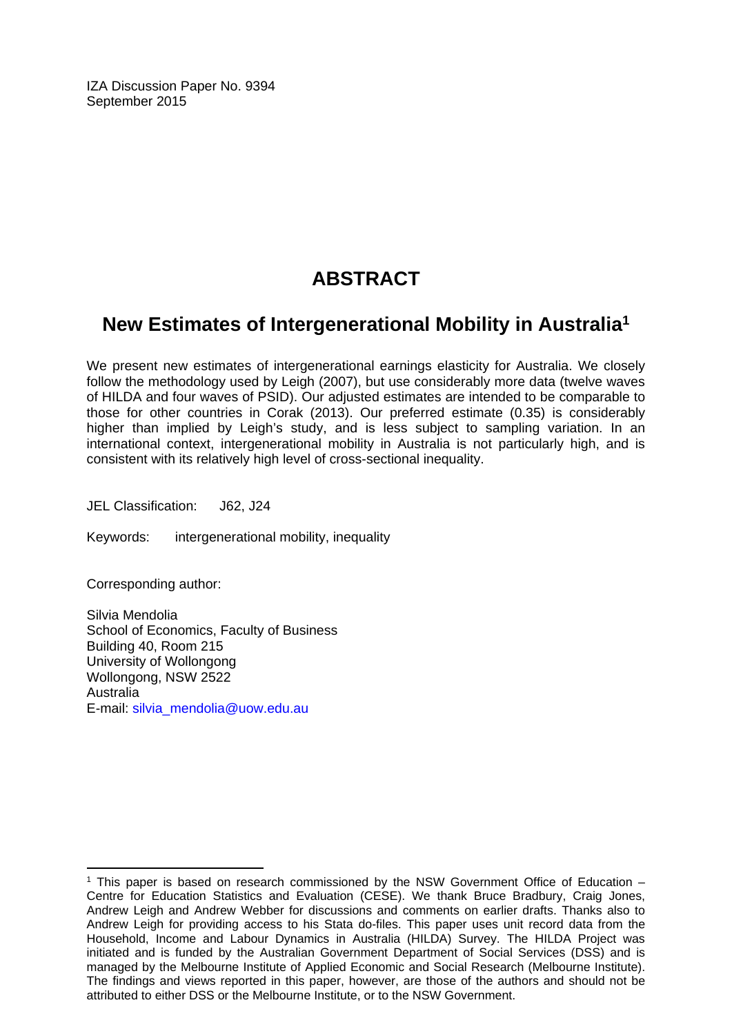IZA Discussion Paper No. 9394
September 2015

# ABSTRACT

## New Estimates of Intergenerational Mobility in Australia[1]

We present new estimates of intergenerational earnings elasticity for Australia. We closely follow the methodology used by Leigh (2007), but use considerably more data (twelve waves of HILDA and four waves of PSID). Our adjusted estimates are intended to be comparable to those for other countries in Corak (2013). Our preferred estimate (0.35) is considerably higher than implied by Leigh's study, and is less subject to sampling variation. In an international context, intergenerational mobility in Australia is not particularly high, and is consistent with its relatively high level of cross-sectional inequality.

JEL Classification: J62, J24

Keywords: intergenerational mobility, inequality

Corresponding author:

Silvia Mendolia
School of Economics, Faculty of Business
Building 40, Room 215
University of Wollongong
Wollongong, NSW 2522
Australia
E-mail: silvia_mendolia@uow.edu.au

---

[1] This paper is based on research commissioned by the NSW Government Office of Education – Centre for Education Statistics and Evaluation (CESE). We thank Bruce Bradbury, Craig Jones, Andrew Leigh and Andrew Webber for discussions and comments on earlier drafts. Thanks also to Andrew Leigh for providing access to his Stata do-files. This paper uses unit record data from the Household, Income and Labour Dynamics in Australia (HILDA) Survey. The HILDA Project was initiated and is funded by the Australian Government Department of Social Services (DSS) and is managed by the Melbourne Institute of Applied Economic and Social Research (Melbourne Institute). The findings and views reported in this paper, however, are those of the authors and should not be attributed to either DSS or the Melbourne Institute, or to the NSW Government.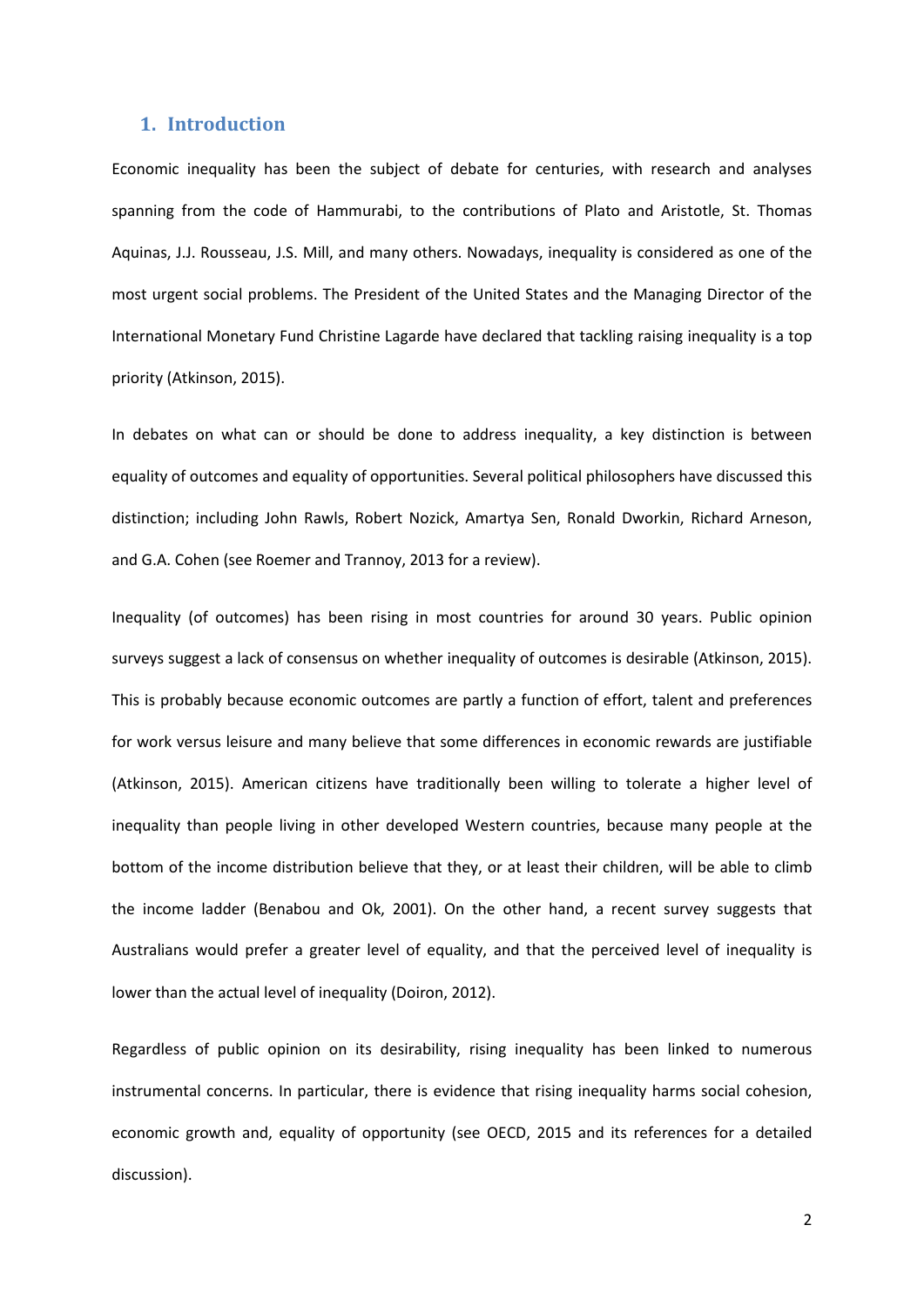## 1. Introduction

Economic inequality has been the subject of debate for centuries, with research and analyses spanning from the code of Hammurabi, to the contributions of Plato and Aristotle, St. Thomas Aquinas, J.J. Rousseau, J.S. Mill, and many others. Nowadays, inequality is considered as one of the most urgent social problems. The President of the United States and the Managing Director of the International Monetary Fund Christine Lagarde have declared that tackling raising inequality is a top priority (Atkinson, 2015).

In debates on what can or should be done to address inequality, a key distinction is between equality of outcomes and equality of opportunities. Several political philosophers have discussed this distinction; including John Rawls, Robert Nozick, Amartya Sen, Ronald Dworkin, Richard Arneson, and G.A. Cohen (see Roemer and Trannoy, 2013 for a review).

Inequality (of outcomes) has been rising in most countries for around 30 years. Public opinion surveys suggest a lack of consensus on whether inequality of outcomes is desirable (Atkinson, 2015). This is probably because economic outcomes are partly a function of effort, talent and preferences for work versus leisure and many believe that some differences in economic rewards are justifiable (Atkinson, 2015). American citizens have traditionally been willing to tolerate a higher level of inequality than people living in other developed Western countries, because many people at the bottom of the income distribution believe that they, or at least their children, will be able to climb the income ladder (Benabou and Ok, 2001). On the other hand, a recent survey suggests that Australians would prefer a greater level of equality, and that the perceived level of inequality is lower than the actual level of inequality (Doiron, 2012).

Regardless of public opinion on its desirability, rising inequality has been linked to numerous instrumental concerns. In particular, there is evidence that rising inequality harms social cohesion, economic growth and, equality of opportunity (see OECD, 2015 and its references for a detailed discussion).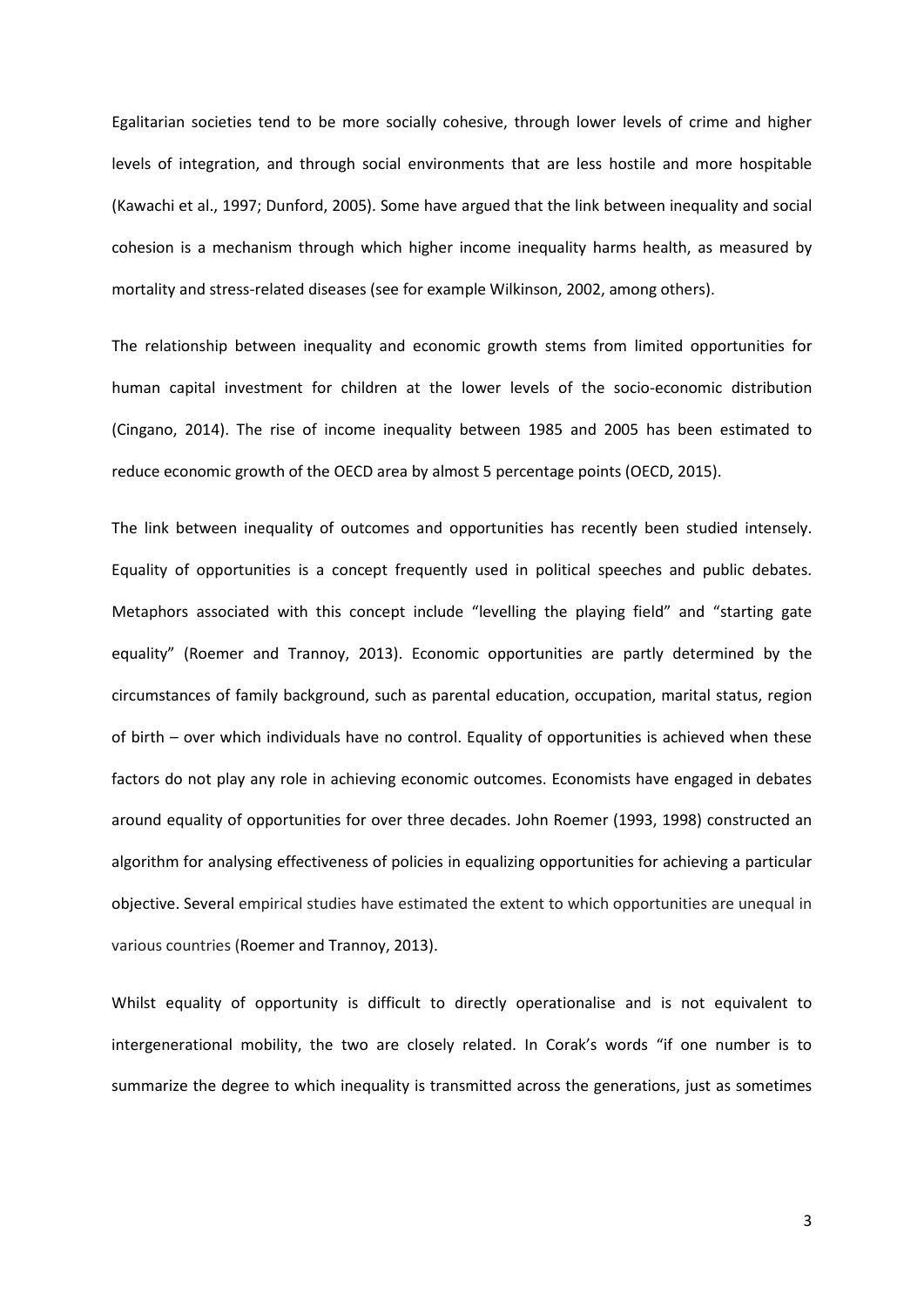Egalitarian societies tend to be more socially cohesive, through lower levels of crime and higher levels of integration, and through social environments that are less hostile and more hospitable (Kawachi et al., 1997; Dunford, 2005). Some have argued that the link between inequality and social cohesion is a mechanism through which higher income inequality harms health, as measured by mortality and stress-related diseases (see for example Wilkinson, 2002, among others).

The relationship between inequality and economic growth stems from limited opportunities for human capital investment for children at the lower levels of the socio-economic distribution (Cingano, 2014). The rise of income inequality between 1985 and 2005 has been estimated to reduce economic growth of the OECD area by almost 5 percentage points (OECD, 2015).

The link between inequality of outcomes and opportunities has recently been studied intensely. Equality of opportunities is a concept frequently used in political speeches and public debates. Metaphors associated with this concept include "levelling the playing field" and "starting gate equality" (Roemer and Trannoy, 2013). Economic opportunities are partly determined by the circumstances of family background, such as parental education, occupation, marital status, region of birth – over which individuals have no control. Equality of opportunities is achieved when these factors do not play any role in achieving economic outcomes. Economists have engaged in debates around equality of opportunities for over three decades. John Roemer (1993, 1998) constructed an algorithm for analysing effectiveness of policies in equalizing opportunities for achieving a particular objective. Several empirical studies have estimated the extent to which opportunities are unequal in various countries (Roemer and Trannoy, 2013).

Whilst equality of opportunity is difficult to directly operationalise and is not equivalent to intergenerational mobility, the two are closely related. In Corak's words "if one number is to summarize the degree to which inequality is transmitted across the generations, just as sometimes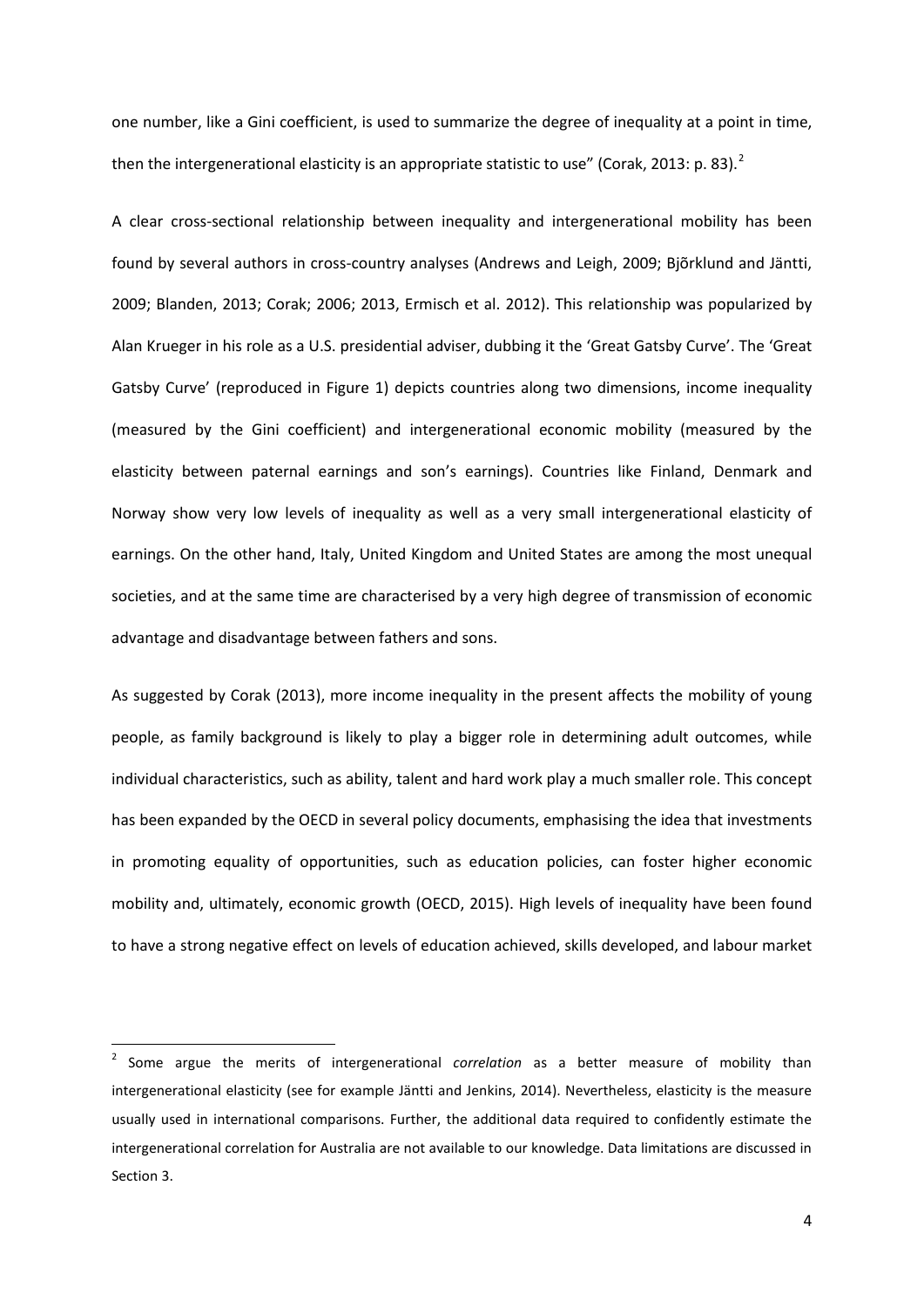one number, like a Gini coefficient, is used to summarize the degree of inequality at a point in time, then the intergenerational elasticity is an appropriate statistic to use" (Corak, 2013: p. 83).[2]

A clear cross-sectional relationship between inequality and intergenerational mobility has been found by several authors in cross-country analyses (Andrews and Leigh, 2009; Bjõrklund and Jäntti, 2009; Blanden, 2013; Corak; 2006; 2013, Ermisch et al. 2012). This relationship was popularized by Alan Krueger in his role as a U.S. presidential adviser, dubbing it the 'Great Gatsby Curve'. The 'Great Gatsby Curve' (reproduced in Figure 1) depicts countries along two dimensions, income inequality (measured by the Gini coefficient) and intergenerational economic mobility (measured by the elasticity between paternal earnings and son's earnings). Countries like Finland, Denmark and Norway show very low levels of inequality as well as a very small intergenerational elasticity of earnings. On the other hand, Italy, United Kingdom and United States are among the most unequal societies, and at the same time are characterised by a very high degree of transmission of economic advantage and disadvantage between fathers and sons.

As suggested by Corak (2013), more income inequality in the present affects the mobility of young people, as family background is likely to play a bigger role in determining adult outcomes, while individual characteristics, such as ability, talent and hard work play a much smaller role. This concept has been expanded by the OECD in several policy documents, emphasising the idea that investments in promoting equality of opportunities, such as education policies, can foster higher economic mobility and, ultimately, economic growth (OECD, 2015). High levels of inequality have been found to have a strong negative effect on levels of education achieved, skills developed, and labour market

---

[2] Some argue the merits of intergenerational *correlation* as a better measure of mobility than intergenerational elasticity (see for example Jäntti and Jenkins, 2014). Nevertheless, elasticity is the measure usually used in international comparisons. Further, the additional data required to confidently estimate the intergenerational correlation for Australia are not available to our knowledge. Data limitations are discussed in Section 3.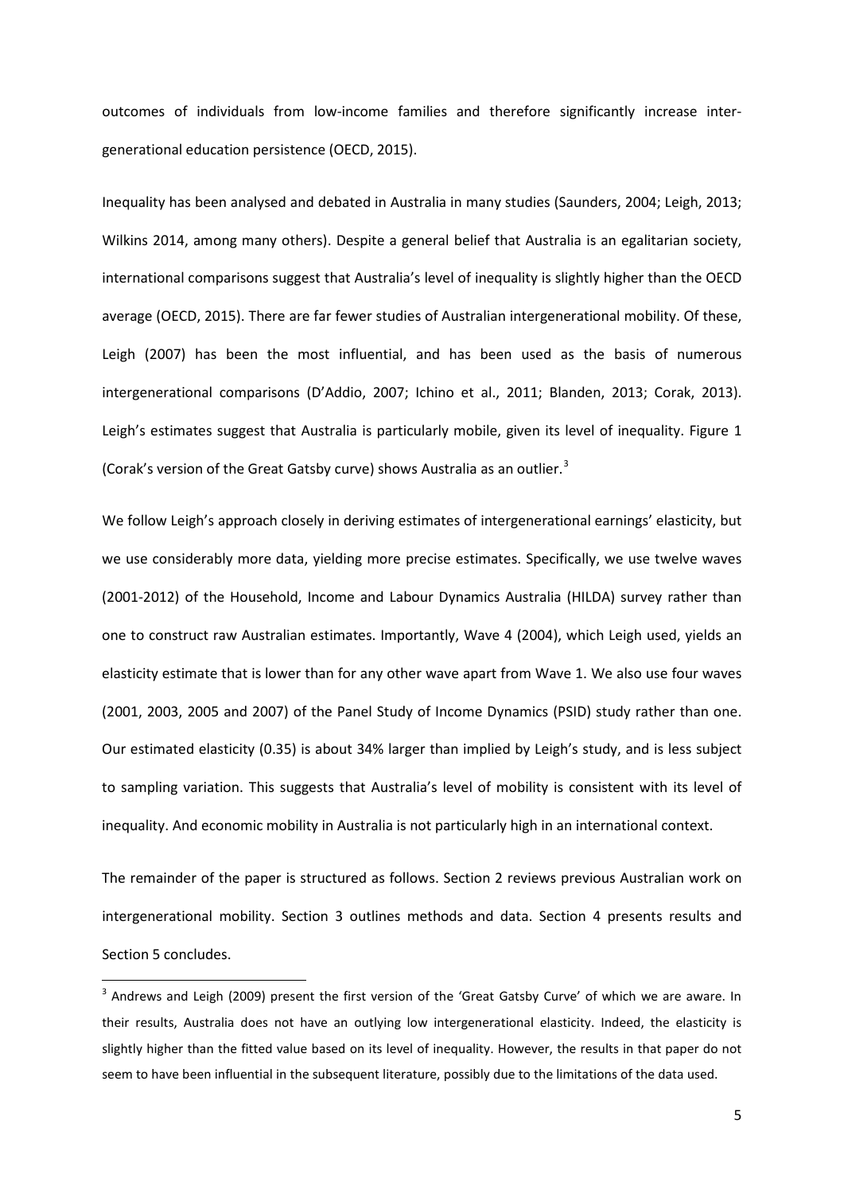outcomes of individuals from low-income families and therefore significantly increase inter-generational education persistence (OECD, 2015).

Inequality has been analysed and debated in Australia in many studies (Saunders, 2004; Leigh, 2013; Wilkins 2014, among many others). Despite a general belief that Australia is an egalitarian society, international comparisons suggest that Australia's level of inequality is slightly higher than the OECD average (OECD, 2015). There are far fewer studies of Australian intergenerational mobility. Of these, Leigh (2007) has been the most influential, and has been used as the basis of numerous intergenerational comparisons (D'Addio, 2007; Ichino et al., 2011; Blanden, 2013; Corak, 2013). Leigh's estimates suggest that Australia is particularly mobile, given its level of inequality. Figure 1 (Corak's version of the Great Gatsby curve) shows Australia as an outlier.[3]

We follow Leigh's approach closely in deriving estimates of intergenerational earnings' elasticity, but we use considerably more data, yielding more precise estimates. Specifically, we use twelve waves (2001-2012) of the Household, Income and Labour Dynamics Australia (HILDA) survey rather than one to construct raw Australian estimates. Importantly, Wave 4 (2004), which Leigh used, yields an elasticity estimate that is lower than for any other wave apart from Wave 1. We also use four waves (2001, 2003, 2005 and 2007) of the Panel Study of Income Dynamics (PSID) study rather than one. Our estimated elasticity (0.35) is about 34% larger than implied by Leigh's study, and is less subject to sampling variation. This suggests that Australia's level of mobility is consistent with its level of inequality. And economic mobility in Australia is not particularly high in an international context.

The remainder of the paper is structured as follows. Section 2 reviews previous Australian work on intergenerational mobility. Section 3 outlines methods and data. Section 4 presents results and Section 5 concludes.

[3] Andrews and Leigh (2009) present the first version of the 'Great Gatsby Curve' of which we are aware. In their results, Australia does not have an outlying low intergenerational elasticity. Indeed, the elasticity is slightly higher than the fitted value based on its level of inequality. However, the results in that paper do not seem to have been influential in the subsequent literature, possibly due to the limitations of the data used.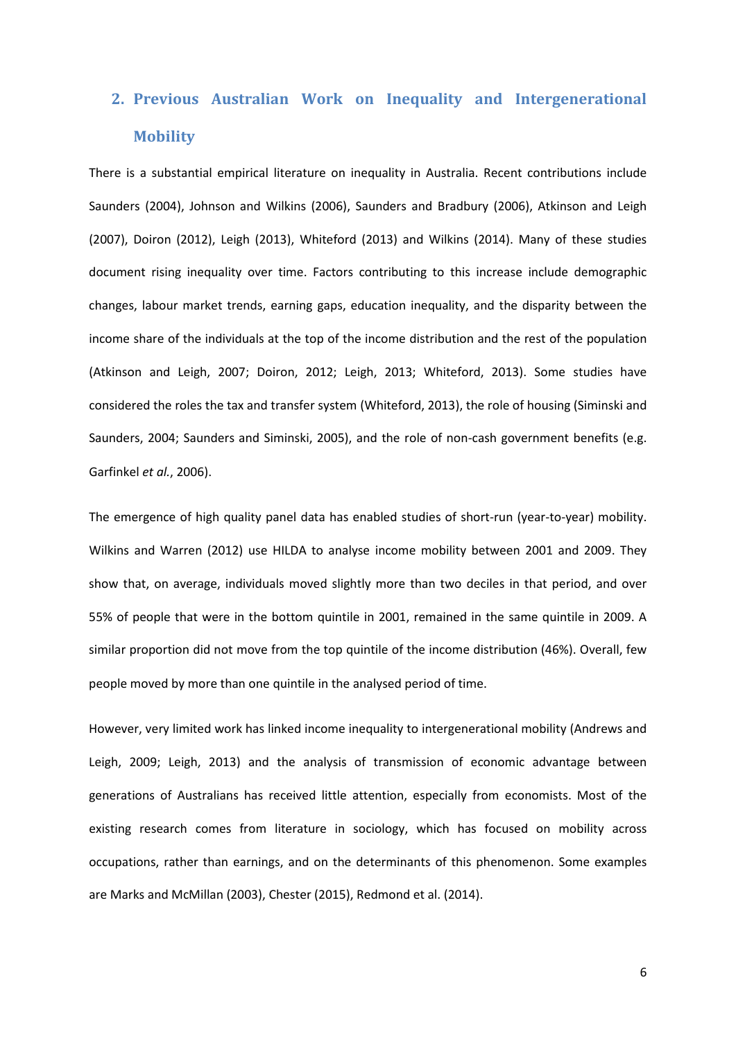## 2. Previous Australian Work on Inequality and Intergenerational Mobility

There is a substantial empirical literature on inequality in Australia. Recent contributions include Saunders (2004), Johnson and Wilkins (2006), Saunders and Bradbury (2006), Atkinson and Leigh (2007), Doiron (2012), Leigh (2013), Whiteford (2013) and Wilkins (2014). Many of these studies document rising inequality over time. Factors contributing to this increase include demographic changes, labour market trends, earning gaps, education inequality, and the disparity between the income share of the individuals at the top of the income distribution and the rest of the population (Atkinson and Leigh, 2007; Doiron, 2012; Leigh, 2013; Whiteford, 2013). Some studies have considered the roles the tax and transfer system (Whiteford, 2013), the role of housing (Siminski and Saunders, 2004; Saunders and Siminski, 2005), and the role of non-cash government benefits (e.g. Garfinkel *et al.*, 2006).

The emergence of high quality panel data has enabled studies of short-run (year-to-year) mobility. Wilkins and Warren (2012) use HILDA to analyse income mobility between 2001 and 2009. They show that, on average, individuals moved slightly more than two deciles in that period, and over 55% of people that were in the bottom quintile in 2001, remained in the same quintile in 2009. A similar proportion did not move from the top quintile of the income distribution (46%). Overall, few people moved by more than one quintile in the analysed period of time.

However, very limited work has linked income inequality to intergenerational mobility (Andrews and Leigh, 2009; Leigh, 2013) and the analysis of transmission of economic advantage between generations of Australians has received little attention, especially from economists. Most of the existing research comes from literature in sociology, which has focused on mobility across occupations, rather than earnings, and on the determinants of this phenomenon. Some examples are Marks and McMillan (2003), Chester (2015), Redmond et al. (2014).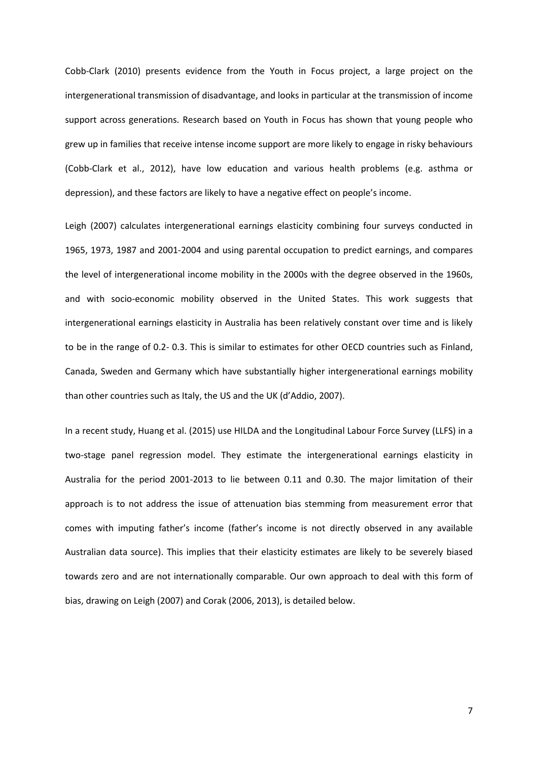Cobb-Clark (2010) presents evidence from the Youth in Focus project, a large project on the intergenerational transmission of disadvantage, and looks in particular at the transmission of income support across generations. Research based on Youth in Focus has shown that young people who grew up in families that receive intense income support are more likely to engage in risky behaviours (Cobb-Clark et al., 2012), have low education and various health problems (e.g. asthma or depression), and these factors are likely to have a negative effect on people's income.

Leigh (2007) calculates intergenerational earnings elasticity combining four surveys conducted in 1965, 1973, 1987 and 2001-2004 and using parental occupation to predict earnings, and compares the level of intergenerational income mobility in the 2000s with the degree observed in the 1960s, and with socio-economic mobility observed in the United States. This work suggests that intergenerational earnings elasticity in Australia has been relatively constant over time and is likely to be in the range of 0.2- 0.3. This is similar to estimates for other OECD countries such as Finland, Canada, Sweden and Germany which have substantially higher intergenerational earnings mobility than other countries such as Italy, the US and the UK (d'Addio, 2007).

In a recent study, Huang et al. (2015) use HILDA and the Longitudinal Labour Force Survey (LLFS) in a two-stage panel regression model. They estimate the intergenerational earnings elasticity in Australia for the period 2001-2013 to lie between 0.11 and 0.30. The major limitation of their approach is to not address the issue of attenuation bias stemming from measurement error that comes with imputing father's income (father's income is not directly observed in any available Australian data source). This implies that their elasticity estimates are likely to be severely biased towards zero and are not internationally comparable. Our own approach to deal with this form of bias, drawing on Leigh (2007) and Corak (2006, 2013), is detailed below.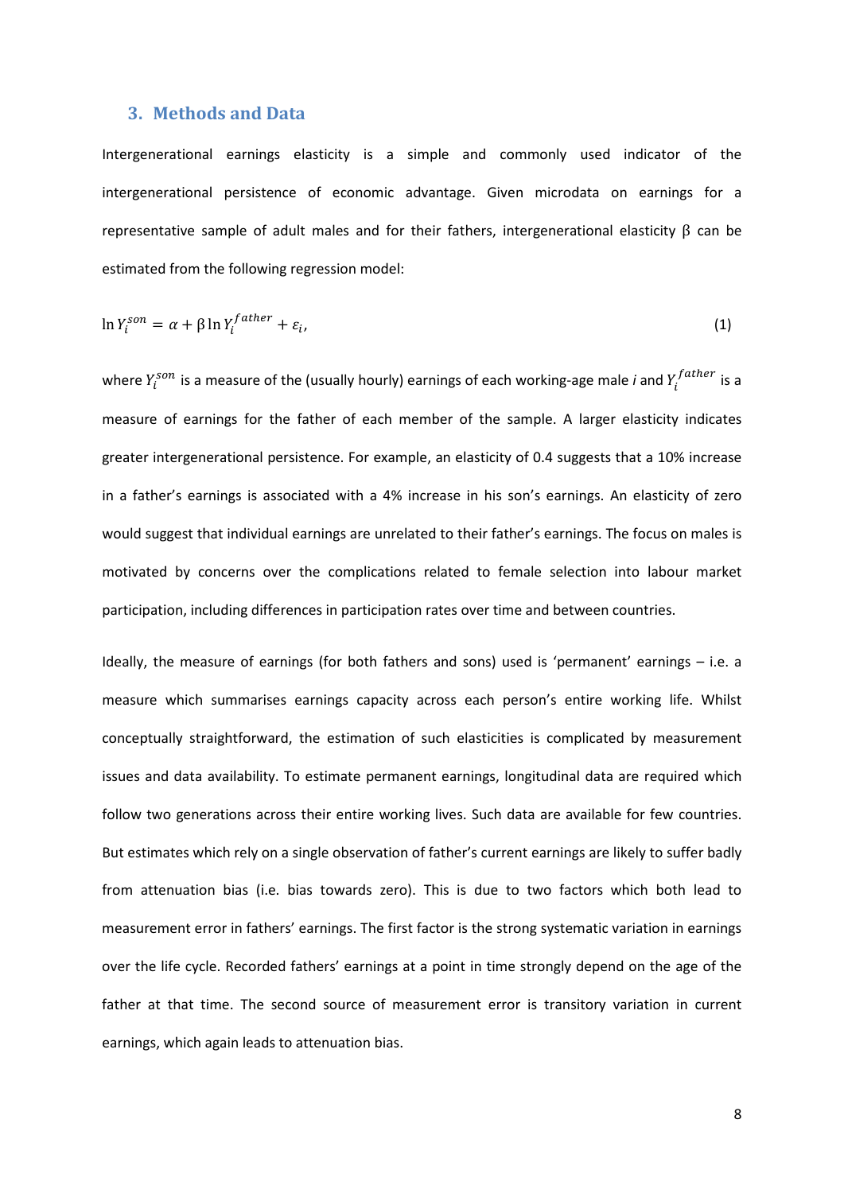## 3. Methods and Data

Intergenerational earnings elasticity is a simple and commonly used indicator of the intergenerational persistence of economic advantage. Given microdata on earnings for a representative sample of adult males and for their fathers, intergenerational elasticity β can be estimated from the following regression model:

$$\ln Y_i^{son} = \alpha + \beta \ln Y_i^{father} + \varepsilon_i, \qquad (1)$$

where $Y_i^{son}$ is a measure of the (usually hourly) earnings of each working-age male *i* and $Y_i^{father}$ is a measure of earnings for the father of each member of the sample. A larger elasticity indicates greater intergenerational persistence. For example, an elasticity of 0.4 suggests that a 10% increase in a father's earnings is associated with a 4% increase in his son's earnings. An elasticity of zero would suggest that individual earnings are unrelated to their father's earnings. The focus on males is motivated by concerns over the complications related to female selection into labour market participation, including differences in participation rates over time and between countries.

Ideally, the measure of earnings (for both fathers and sons) used is 'permanent' earnings – i.e. a measure which summarises earnings capacity across each person's entire working life. Whilst conceptually straightforward, the estimation of such elasticities is complicated by measurement issues and data availability. To estimate permanent earnings, longitudinal data are required which follow two generations across their entire working lives. Such data are available for few countries. But estimates which rely on a single observation of father's current earnings are likely to suffer badly from attenuation bias (i.e. bias towards zero). This is due to two factors which both lead to measurement error in fathers' earnings. The first factor is the strong systematic variation in earnings over the life cycle. Recorded fathers' earnings at a point in time strongly depend on the age of the father at that time. The second source of measurement error is transitory variation in current earnings, which again leads to attenuation bias.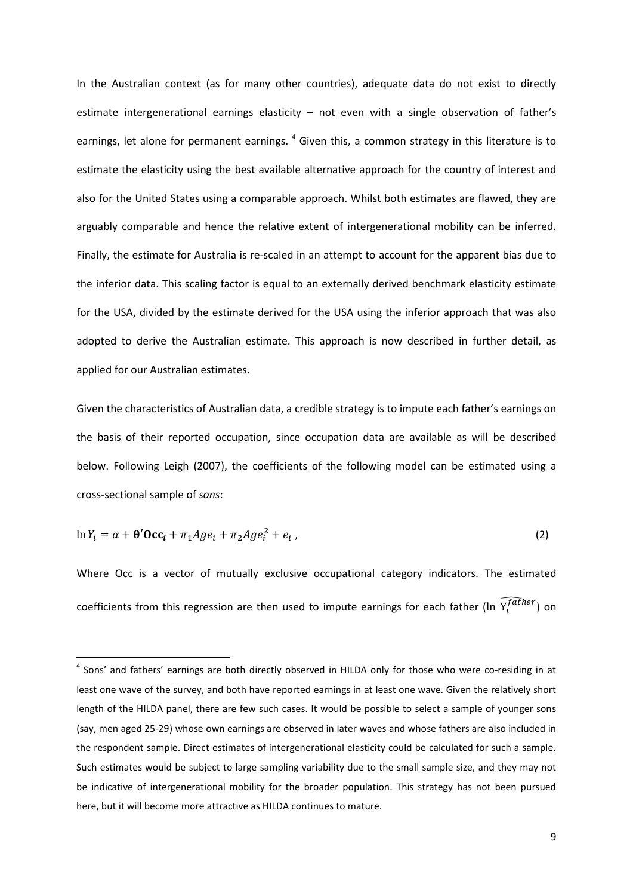In the Australian context (as for many other countries), adequate data do not exist to directly estimate intergenerational earnings elasticity – not even with a single observation of father's earnings, let alone for permanent earnings. [4] Given this, a common strategy in this literature is to estimate the elasticity using the best available alternative approach for the country of interest and also for the United States using a comparable approach. Whilst both estimates are flawed, they are arguably comparable and hence the relative extent of intergenerational mobility can be inferred. Finally, the estimate for Australia is re-scaled in an attempt to account for the apparent bias due to the inferior data. This scaling factor is equal to an externally derived benchmark elasticity estimate for the USA, divided by the estimate derived for the USA using the inferior approach that was also adopted to derive the Australian estimate. This approach is now described in further detail, as applied for our Australian estimates.

Given the characteristics of Australian data, a credible strategy is to impute each father's earnings on the basis of their reported occupation, since occupation data are available as will be described below. Following Leigh (2007), the coefficients of the following model can be estimated using a cross-sectional sample of *sons*:

$$\ln Y_i = \alpha + \boldsymbol{\theta}'\mathbf{Occ}_i + \pi_1 Age_i + \pi_2 Age_i^2 + e_i \, , \tag{2}$$

Where Occ is a vector of mutually exclusive occupational category indicators. The estimated coefficients from this regression are then used to impute earnings for each father ($\widehat{\ln Y_i^{father}}$) on

[4] Sons' and fathers' earnings are both directly observed in HILDA only for those who were co-residing in at least one wave of the survey, and both have reported earnings in at least one wave. Given the relatively short length of the HILDA panel, there are few such cases. It would be possible to select a sample of younger sons (say, men aged 25-29) whose own earnings are observed in later waves and whose fathers are also included in the respondent sample. Direct estimates of intergenerational elasticity could be calculated for such a sample. Such estimates would be subject to large sampling variability due to the small sample size, and they may not be indicative of intergenerational mobility for the broader population. This strategy has not been pursued here, but it will become more attractive as HILDA continues to mature.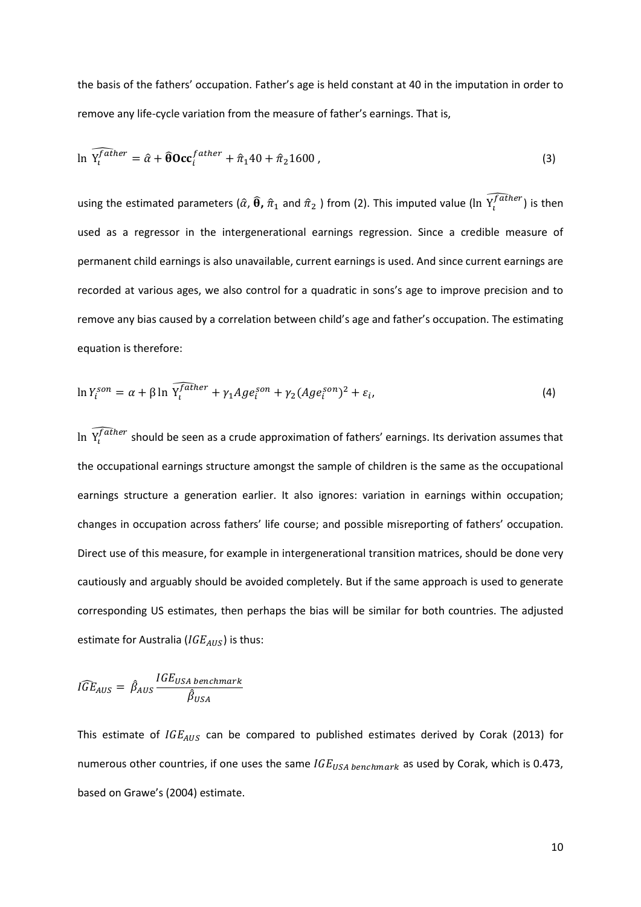the basis of the fathers' occupation. Father's age is held constant at 40 in the imputation in order to remove any life-cycle variation from the measure of father's earnings. That is,

$$\ln \widehat{Y_i^{father}} = \hat{\alpha} + \widehat{\boldsymbol{\theta}}\mathbf{Occ}_i^{father} + \hat{\pi}_1 40 + \hat{\pi}_2 1600\,, \tag{3}$$

using the estimated parameters ($\hat{\alpha}$, $\widehat{\boldsymbol{\theta}}$, $\hat{\pi}_1$ and $\hat{\pi}_2$ ) from (2). This imputed value ($\ln \widehat{Y_i^{father}}$) is then used as a regressor in the intergenerational earnings regression. Since a credible measure of permanent child earnings is also unavailable, current earnings is used. And since current earnings are recorded at various ages, we also control for a quadratic in sons's age to improve precision and to remove any bias caused by a correlation between child's age and father's occupation. The estimating equation is therefore:

$$\ln Y_i^{son} = \alpha + \beta \ln \widehat{Y_i^{father}} + \gamma_1 Age_i^{son} + \gamma_2 (Age_i^{son})^2 + \varepsilon_i, \tag{4}$$

$\ln \widehat{Y_i^{father}}$ should be seen as a crude approximation of fathers' earnings. Its derivation assumes that the occupational earnings structure amongst the sample of children is the same as the occupational earnings structure a generation earlier. It also ignores: variation in earnings within occupation; changes in occupation across fathers' life course; and possible misreporting of fathers' occupation. Direct use of this measure, for example in intergenerational transition matrices, should be done very cautiously and arguably should be avoided completely. But if the same approach is used to generate corresponding US estimates, then perhaps the bias will be similar for both countries. The adjusted estimate for Australia ($IGE_{AUS}$) is thus:

$$\widehat{IGE}_{AUS} = \hat{\beta}_{AUS} \frac{IGE_{USA\ benchmark}}{\hat{\beta}_{USA}}$$

This estimate of $IGE_{AUS}$ can be compared to published estimates derived by Corak (2013) for numerous other countries, if one uses the same $IGE_{USA\ benchmark}$ as used by Corak, which is 0.473, based on Grawe's (2004) estimate.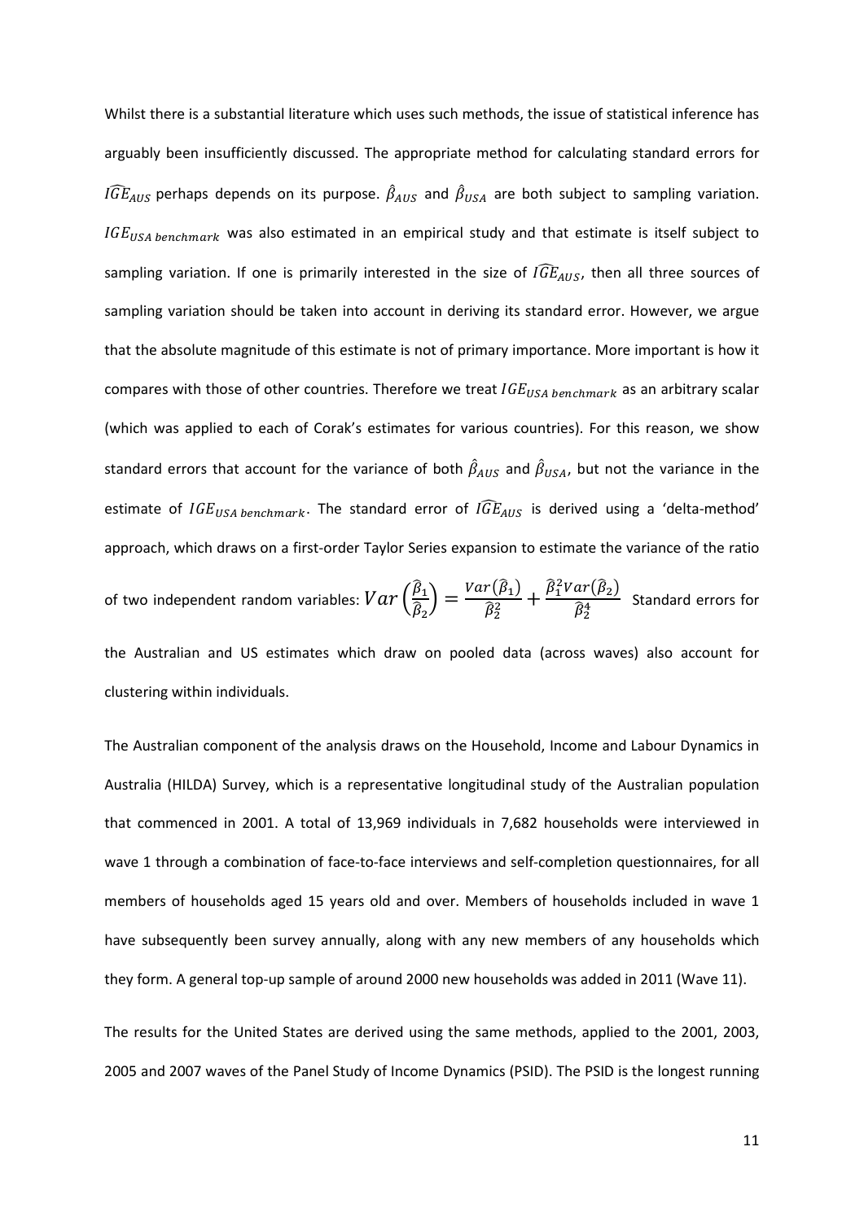Whilst there is a substantial literature which uses such methods, the issue of statistical inference has arguably been insufficiently discussed. The appropriate method for calculating standard errors for $\widehat{IGE}_{AUS}$ perhaps depends on its purpose. $\hat{\beta}_{AUS}$ and $\hat{\beta}_{USA}$ are both subject to sampling variation. $IGE_{USA\ benchmark}$ was also estimated in an empirical study and that estimate is itself subject to sampling variation. If one is primarily interested in the size of $\widehat{IGE}_{AUS}$, then all three sources of sampling variation should be taken into account in deriving its standard error. However, we argue that the absolute magnitude of this estimate is not of primary importance. More important is how it compares with those of other countries. Therefore we treat $IGE_{USA\ benchmark}$ as an arbitrary scalar (which was applied to each of Corak's estimates for various countries). For this reason, we show standard errors that account for the variance of both $\hat{\beta}_{AUS}$ and $\hat{\beta}_{USA}$, but not the variance in the estimate of $IGE_{USA\ benchmark}$. The standard error of $\widehat{IGE}_{AUS}$ is derived using a 'delta-method' approach, which draws on a first-order Taylor Series expansion to estimate the variance of the ratio of two independent random variables: $Var\left(\frac{\hat{\beta}_1}{\hat{\beta}_2}\right) = \frac{Var(\hat{\beta}_1)}{\hat{\beta}_2^2} + \frac{\hat{\beta}_1^2 Var(\hat{\beta}_2)}{\hat{\beta}_2^4}$ Standard errors for the Australian and US estimates which draw on pooled data (across waves) also account for clustering within individuals.

The Australian component of the analysis draws on the Household, Income and Labour Dynamics in Australia (HILDA) Survey, which is a representative longitudinal study of the Australian population that commenced in 2001. A total of 13,969 individuals in 7,682 households were interviewed in wave 1 through a combination of face-to-face interviews and self-completion questionnaires, for all members of households aged 15 years old and over. Members of households included in wave 1 have subsequently been survey annually, along with any new members of any households which they form. A general top-up sample of around 2000 new households was added in 2011 (Wave 11).

The results for the United States are derived using the same methods, applied to the 2001, 2003, 2005 and 2007 waves of the Panel Study of Income Dynamics (PSID). The PSID is the longest running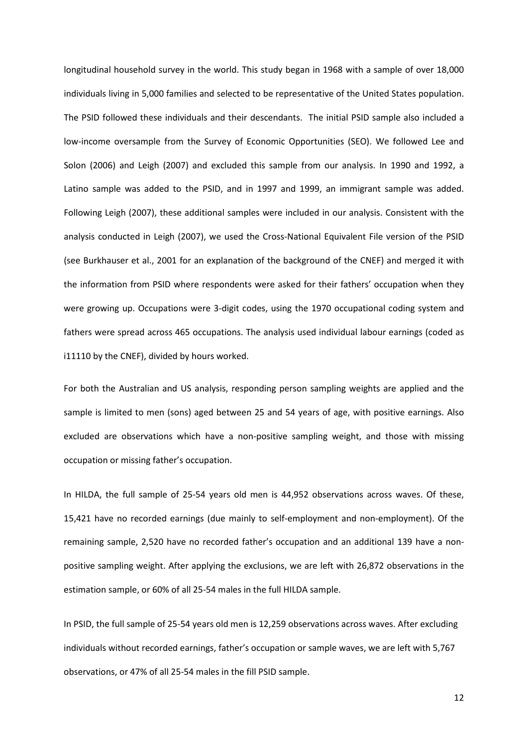longitudinal household survey in the world. This study began in 1968 with a sample of over 18,000 individuals living in 5,000 families and selected to be representative of the United States population. The PSID followed these individuals and their descendants. The initial PSID sample also included a low-income oversample from the Survey of Economic Opportunities (SEO). We followed Lee and Solon (2006) and Leigh (2007) and excluded this sample from our analysis. In 1990 and 1992, a Latino sample was added to the PSID, and in 1997 and 1999, an immigrant sample was added. Following Leigh (2007), these additional samples were included in our analysis. Consistent with the analysis conducted in Leigh (2007), we used the Cross-National Equivalent File version of the PSID (see Burkhauser et al., 2001 for an explanation of the background of the CNEF) and merged it with the information from PSID where respondents were asked for their fathers' occupation when they were growing up. Occupations were 3-digit codes, using the 1970 occupational coding system and fathers were spread across 465 occupations. The analysis used individual labour earnings (coded as i11110 by the CNEF), divided by hours worked.

For both the Australian and US analysis, responding person sampling weights are applied and the sample is limited to men (sons) aged between 25 and 54 years of age, with positive earnings. Also excluded are observations which have a non-positive sampling weight, and those with missing occupation or missing father's occupation.

In HILDA, the full sample of 25-54 years old men is 44,952 observations across waves. Of these, 15,421 have no recorded earnings (due mainly to self-employment and non-employment). Of the remaining sample, 2,520 have no recorded father's occupation and an additional 139 have a non-positive sampling weight. After applying the exclusions, we are left with 26,872 observations in the estimation sample, or 60% of all 25-54 males in the full HILDA sample.

In PSID, the full sample of 25-54 years old men is 12,259 observations across waves. After excluding individuals without recorded earnings, father's occupation or sample waves, we are left with 5,767 observations, or 47% of all 25-54 males in the fill PSID sample.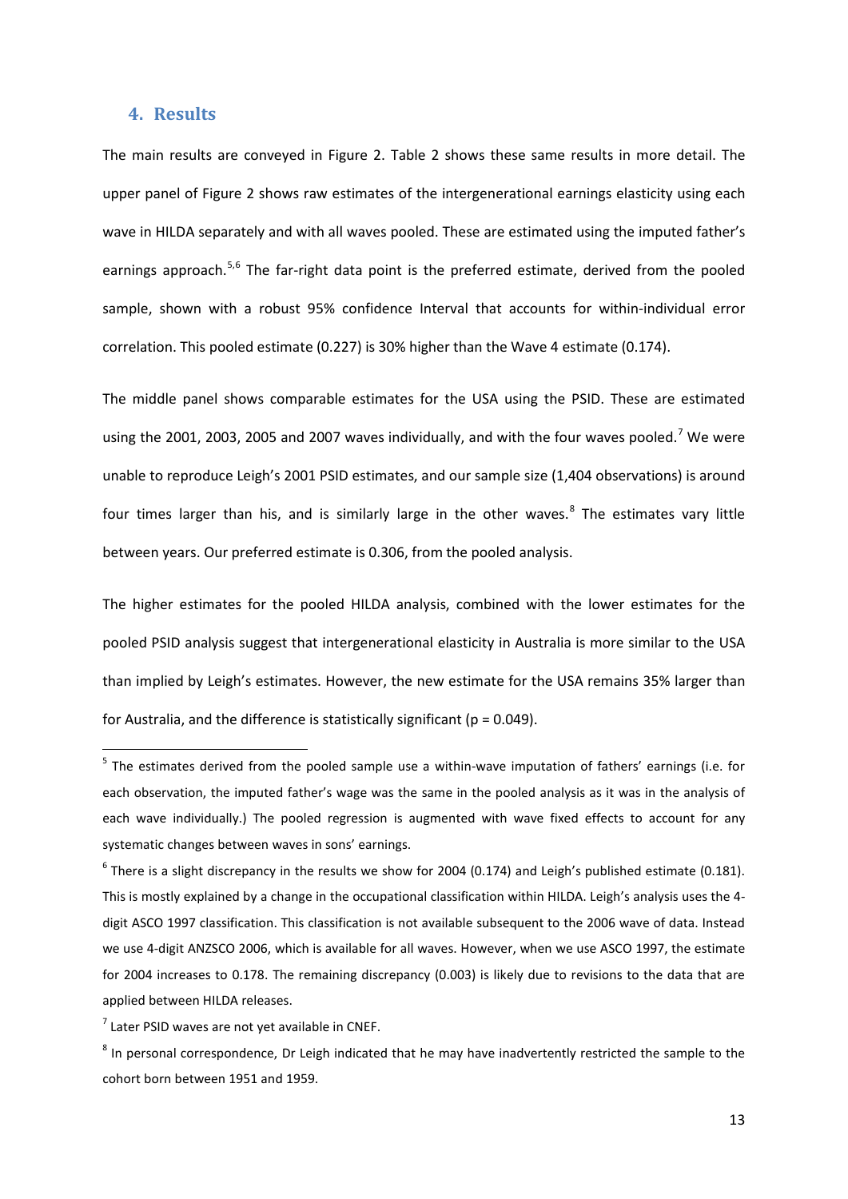## 4. Results

The main results are conveyed in Figure 2. Table 2 shows these same results in more detail. The upper panel of Figure 2 shows raw estimates of the intergenerational earnings elasticity using each wave in HILDA separately and with all waves pooled. These are estimated using the imputed father's earnings approach.[5,6] The far-right data point is the preferred estimate, derived from the pooled sample, shown with a robust 95% confidence Interval that accounts for within-individual error correlation. This pooled estimate (0.227) is 30% higher than the Wave 4 estimate (0.174).

The middle panel shows comparable estimates for the USA using the PSID. These are estimated using the 2001, 2003, 2005 and 2007 waves individually, and with the four waves pooled.[7] We were unable to reproduce Leigh's 2001 PSID estimates, and our sample size (1,404 observations) is around four times larger than his, and is similarly large in the other waves.[8] The estimates vary little between years. Our preferred estimate is 0.306, from the pooled analysis.

The higher estimates for the pooled HILDA analysis, combined with the lower estimates for the pooled PSID analysis suggest that intergenerational elasticity in Australia is more similar to the USA than implied by Leigh's estimates. However, the new estimate for the USA remains 35% larger than for Australia, and the difference is statistically significant ($p = 0.049$).

---

[5] The estimates derived from the pooled sample use a within-wave imputation of fathers' earnings (i.e. for each observation, the imputed father's wage was the same in the pooled analysis as it was in the analysis of each wave individually.) The pooled regression is augmented with wave fixed effects to account for any systematic changes between waves in sons' earnings.

[6] There is a slight discrepancy in the results we show for 2004 (0.174) and Leigh's published estimate (0.181). This is mostly explained by a change in the occupational classification within HILDA. Leigh's analysis uses the 4-digit ASCO 1997 classification. This classification is not available subsequent to the 2006 wave of data. Instead we use 4-digit ANZSCO 2006, which is available for all waves. However, when we use ASCO 1997, the estimate for 2004 increases to 0.178. The remaining discrepancy (0.003) is likely due to revisions to the data that are applied between HILDA releases.

[7] Later PSID waves are not yet available in CNEF.

[8] In personal correspondence, Dr Leigh indicated that he may have inadvertently restricted the sample to the cohort born between 1951 and 1959.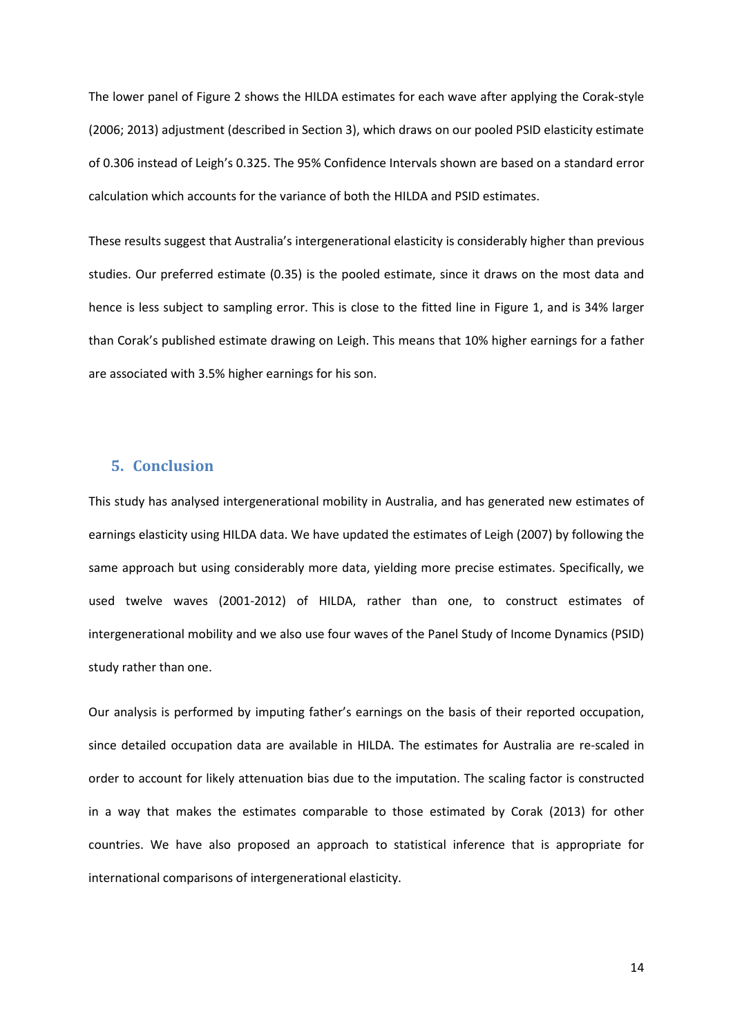The lower panel of Figure 2 shows the HILDA estimates for each wave after applying the Corak-style (2006; 2013) adjustment (described in Section 3), which draws on our pooled PSID elasticity estimate of 0.306 instead of Leigh's 0.325. The 95% Confidence Intervals shown are based on a standard error calculation which accounts for the variance of both the HILDA and PSID estimates.

These results suggest that Australia's intergenerational elasticity is considerably higher than previous studies. Our preferred estimate (0.35) is the pooled estimate, since it draws on the most data and hence is less subject to sampling error. This is close to the fitted line in Figure 1, and is 34% larger than Corak's published estimate drawing on Leigh. This means that 10% higher earnings for a father are associated with 3.5% higher earnings for his son.

## 5. Conclusion

This study has analysed intergenerational mobility in Australia, and has generated new estimates of earnings elasticity using HILDA data. We have updated the estimates of Leigh (2007) by following the same approach but using considerably more data, yielding more precise estimates. Specifically, we used twelve waves (2001-2012) of HILDA, rather than one, to construct estimates of intergenerational mobility and we also use four waves of the Panel Study of Income Dynamics (PSID) study rather than one.

Our analysis is performed by imputing father's earnings on the basis of their reported occupation, since detailed occupation data are available in HILDA. The estimates for Australia are re-scaled in order to account for likely attenuation bias due to the imputation. The scaling factor is constructed in a way that makes the estimates comparable to those estimated by Corak (2013) for other countries. We have also proposed an approach to statistical inference that is appropriate for international comparisons of intergenerational elasticity.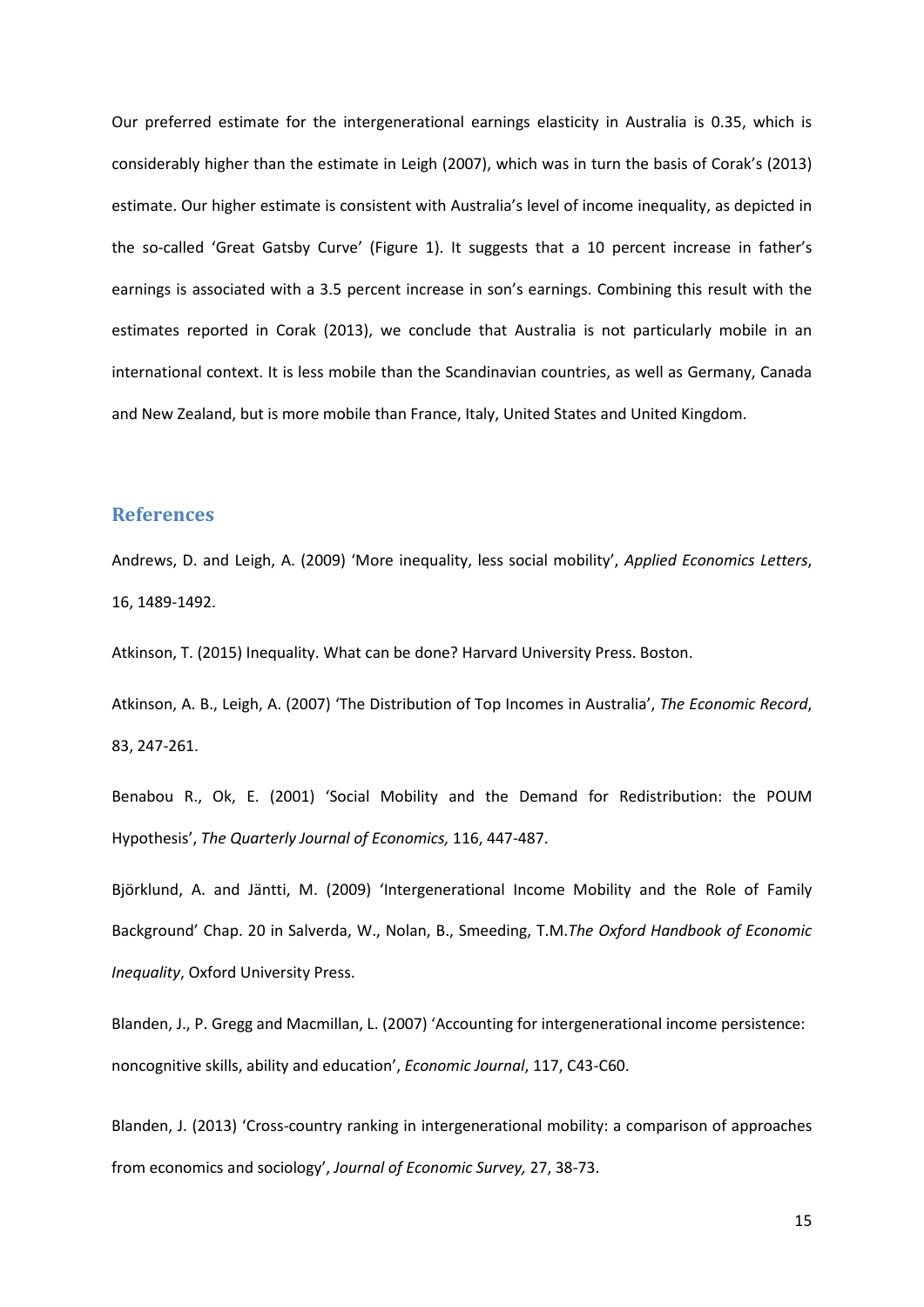Our preferred estimate for the intergenerational earnings elasticity in Australia is 0.35, which is considerably higher than the estimate in Leigh (2007), which was in turn the basis of Corak's (2013) estimate. Our higher estimate is consistent with Australia's level of income inequality, as depicted in the so-called 'Great Gatsby Curve' (Figure 1). It suggests that a 10 percent increase in father's earnings is associated with a 3.5 percent increase in son's earnings. Combining this result with the estimates reported in Corak (2013), we conclude that Australia is not particularly mobile in an international context. It is less mobile than the Scandinavian countries, as well as Germany, Canada and New Zealand, but is more mobile than France, Italy, United States and United Kingdom.

## References

Andrews, D. and Leigh, A. (2009) 'More inequality, less social mobility', *Applied Economics Letters*, 16, 1489-1492.

Atkinson, T. (2015) Inequality. What can be done? Harvard University Press. Boston.

Atkinson, A. B., Leigh, A. (2007) 'The Distribution of Top Incomes in Australia', *The Economic Record*, 83, 247-261.

Benabou R., Ok, E. (2001) 'Social Mobility and the Demand for Redistribution: the POUM Hypothesis', *The Quarterly Journal of Economics,* 116, 447-487.

Björklund, A. and Jäntti, M. (2009) 'Intergenerational Income Mobility and the Role of Family Background' Chap. 20 in Salverda, W., Nolan, B., Smeeding, T.M.*The Oxford Handbook of Economic Inequality*, Oxford University Press.

Blanden, J., P. Gregg and Macmillan, L. (2007) 'Accounting for intergenerational income persistence: noncognitive skills, ability and education', *Economic Journal*, 117, C43-C60.

Blanden, J. (2013) 'Cross-country ranking in intergenerational mobility: a comparison of approaches from economics and sociology', *Journal of Economic Survey,* 27, 38-73.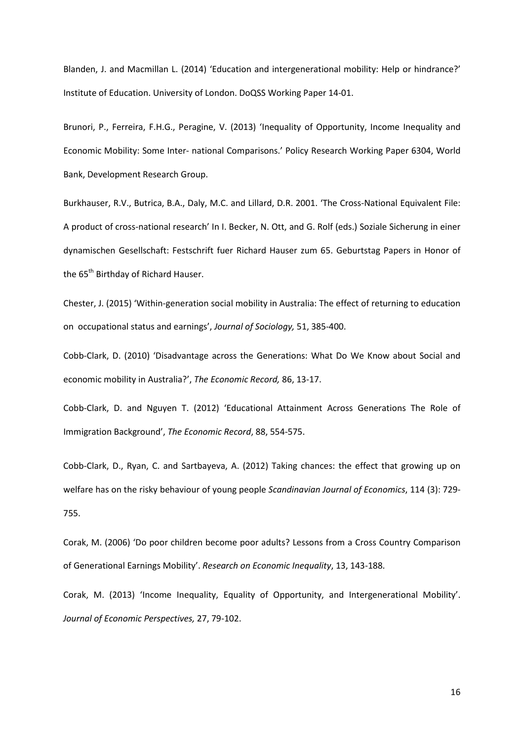Blanden, J. and Macmillan L. (2014) 'Education and intergenerational mobility: Help or hindrance?' Institute of Education. University of London. DoQSS Working Paper 14-01.

Brunori, P., Ferreira, F.H.G., Peragine, V. (2013) 'Inequality of Opportunity, Income Inequality and Economic Mobility: Some Inter- national Comparisons.' Policy Research Working Paper 6304, World Bank, Development Research Group.

Burkhauser, R.V., Butrica, B.A., Daly, M.C. and Lillard, D.R. 2001. 'The Cross-National Equivalent File: A product of cross-national research' In I. Becker, N. Ott, and G. Rolf (eds.) Soziale Sicherung in einer dynamischen Gesellschaft: Festschrift fuer Richard Hauser zum 65. Geburtstag Papers in Honor of the 65th Birthday of Richard Hauser.

Chester, J. (2015) 'Within-generation social mobility in Australia: The effect of returning to education on occupational status and earnings', *Journal of Sociology,* 51, 385-400.

Cobb-Clark, D. (2010) 'Disadvantage across the Generations: What Do We Know about Social and economic mobility in Australia?', *The Economic Record,* 86, 13-17.

Cobb-Clark, D. and Nguyen T. (2012) 'Educational Attainment Across Generations The Role of Immigration Background', *The Economic Record*, 88, 554-575.

Cobb-Clark, D., Ryan, C. and Sartbayeva, A. (2012) Taking chances: the effect that growing up on welfare has on the risky behaviour of young people *Scandinavian Journal of Economics*, 114 (3): 729-755.

Corak, M. (2006) 'Do poor children become poor adults? Lessons from a Cross Country Comparison of Generational Earnings Mobility'. *Research on Economic Inequality*, 13, 143-188.

Corak, M. (2013) 'Income Inequality, Equality of Opportunity, and Intergenerational Mobility'. *Journal of Economic Perspectives,* 27, 79-102.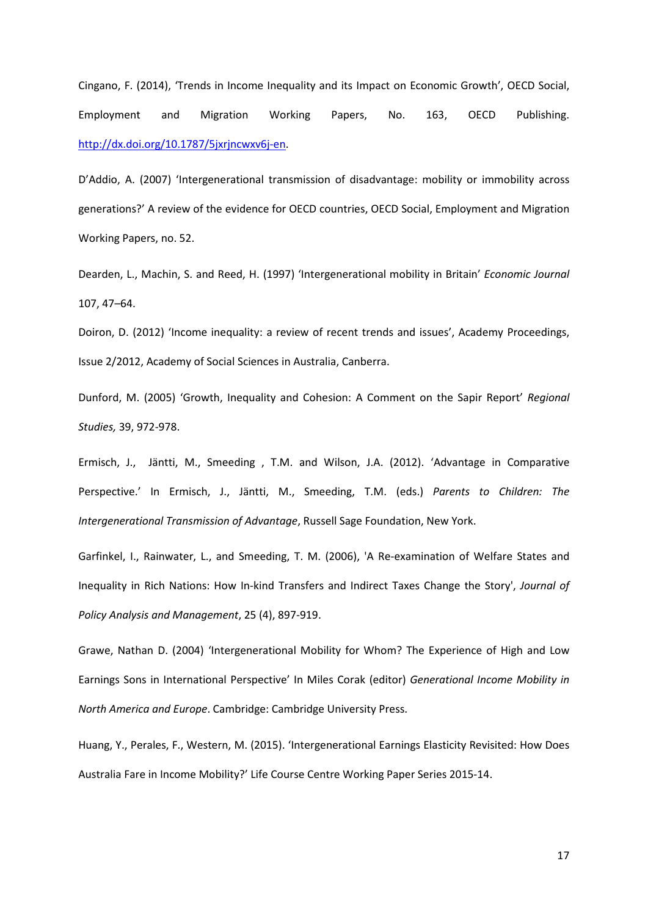Cingano, F. (2014), 'Trends in Income Inequality and its Impact on Economic Growth', OECD Social, Employment and Migration Working Papers, No. 163, OECD Publishing. http://dx.doi.org/10.1787/5jxrjncwxv6j-en.

D'Addio, A. (2007) 'Intergenerational transmission of disadvantage: mobility or immobility across generations?' A review of the evidence for OECD countries, OECD Social, Employment and Migration Working Papers, no. 52.

Dearden, L., Machin, S. and Reed, H. (1997) 'Intergenerational mobility in Britain' *Economic Journal* 107, 47–64.

Doiron, D. (2012) 'Income inequality: a review of recent trends and issues', Academy Proceedings, Issue 2/2012, Academy of Social Sciences in Australia, Canberra.

Dunford, M. (2005) 'Growth, Inequality and Cohesion: A Comment on the Sapir Report' *Regional Studies,* 39, 972-978.

Ermisch, J., Jäntti, M., Smeeding , T.M. and Wilson, J.A. (2012). 'Advantage in Comparative Perspective.' In Ermisch, J., Jäntti, M., Smeeding, T.M. (eds.) *Parents to Children: The Intergenerational Transmission of Advantage*, Russell Sage Foundation, New York.

Garfinkel, I., Rainwater, L., and Smeeding, T. M. (2006), 'A Re-examination of Welfare States and Inequality in Rich Nations: How In-kind Transfers and Indirect Taxes Change the Story', *Journal of Policy Analysis and Management*, 25 (4), 897-919.

Grawe, Nathan D. (2004) 'Intergenerational Mobility for Whom? The Experience of High and Low Earnings Sons in International Perspective' In Miles Corak (editor) *Generational Income Mobility in North America and Europe*. Cambridge: Cambridge University Press.

Huang, Y., Perales, F., Western, M. (2015). 'Intergenerational Earnings Elasticity Revisited: How Does Australia Fare in Income Mobility?' Life Course Centre Working Paper Series 2015-14.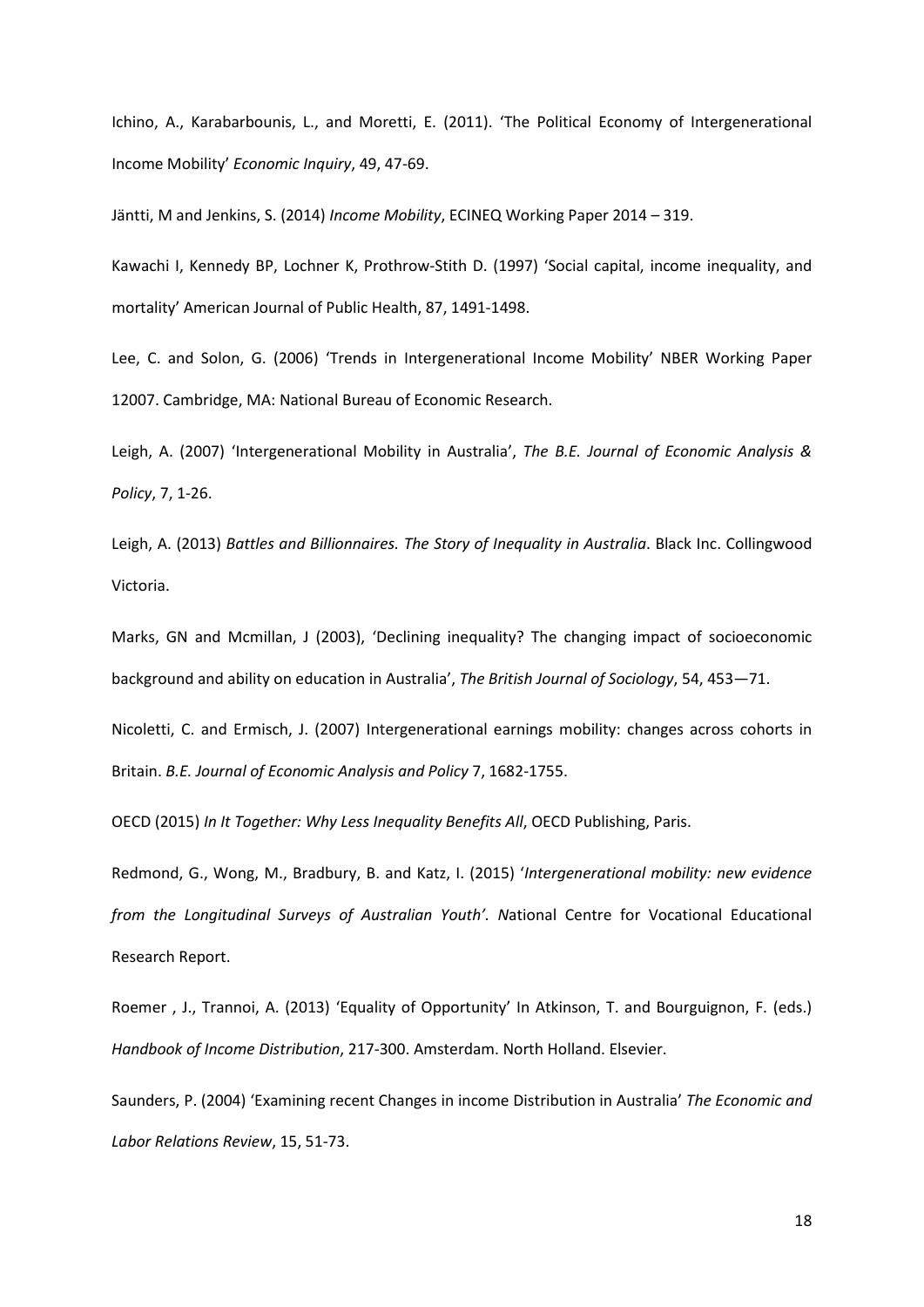Ichino, A., Karabarbounis, L., and Moretti, E. (2011). 'The Political Economy of Intergenerational Income Mobility' *Economic Inquiry*, 49, 47-69.

Jäntti, M and Jenkins, S. (2014) *Income Mobility*, ECINEQ Working Paper 2014 – 319.

Kawachi I, Kennedy BP, Lochner K, Prothrow-Stith D. (1997) 'Social capital, income inequality, and mortality' American Journal of Public Health, 87, 1491-1498.

Lee, C. and Solon, G. (2006) 'Trends in Intergenerational Income Mobility' NBER Working Paper 12007. Cambridge, MA: National Bureau of Economic Research.

Leigh, A. (2007) 'Intergenerational Mobility in Australia', *The B.E. Journal of Economic Analysis & Policy*, 7, 1-26.

Leigh, A. (2013) *Battles and Billionnaires. The Story of Inequality in Australia*. Black Inc. Collingwood Victoria.

Marks, GN and Mcmillan, J (2003), 'Declining inequality? The changing impact of socioeconomic background and ability on education in Australia', *The British Journal of Sociology*, 54, 453—71.

Nicoletti, C. and Ermisch, J. (2007) Intergenerational earnings mobility: changes across cohorts in Britain. *B.E. Journal of Economic Analysis and Policy* 7, 1682-1755.

OECD (2015) *In It Together: Why Less Inequality Benefits All*, OECD Publishing, Paris.

Redmond, G., Wong, M., Bradbury, B. and Katz, I. (2015) '*Intergenerational mobility: new evidence from the Longitudinal Surveys of Australian Youth'. N*ational Centre for Vocational Educational Research Report.

Roemer , J., Trannoi, A. (2013) 'Equality of Opportunity' In Atkinson, T. and Bourguignon, F. (eds.) *Handbook of Income Distribution*, 217-300. Amsterdam. North Holland. Elsevier.

Saunders, P. (2004) 'Examining recent Changes in income Distribution in Australia' *The Economic and Labor Relations Review*, 15, 51-73.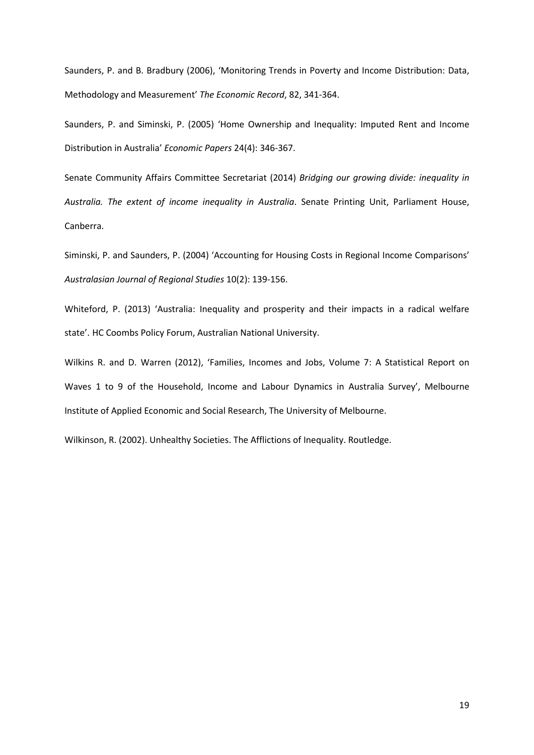Saunders, P. and B. Bradbury (2006), 'Monitoring Trends in Poverty and Income Distribution: Data, Methodology and Measurement' *The Economic Record*, 82, 341-364.

Saunders, P. and Siminski, P. (2005) 'Home Ownership and Inequality: Imputed Rent and Income Distribution in Australia' *Economic Papers* 24(4): 346-367.

Senate Community Affairs Committee Secretariat (2014) *Bridging our growing divide: inequality in Australia. The extent of income inequality in Australia*. Senate Printing Unit, Parliament House, Canberra.

Siminski, P. and Saunders, P. (2004) 'Accounting for Housing Costs in Regional Income Comparisons' *Australasian Journal of Regional Studies* 10(2): 139-156.

Whiteford, P. (2013) 'Australia: Inequality and prosperity and their impacts in a radical welfare state'. HC Coombs Policy Forum, Australian National University.

Wilkins R. and D. Warren (2012), 'Families, Incomes and Jobs, Volume 7: A Statistical Report on Waves 1 to 9 of the Household, Income and Labour Dynamics in Australia Survey', Melbourne Institute of Applied Economic and Social Research, The University of Melbourne.

Wilkinson, R. (2002). Unhealthy Societies. The Afflictions of Inequality. Routledge.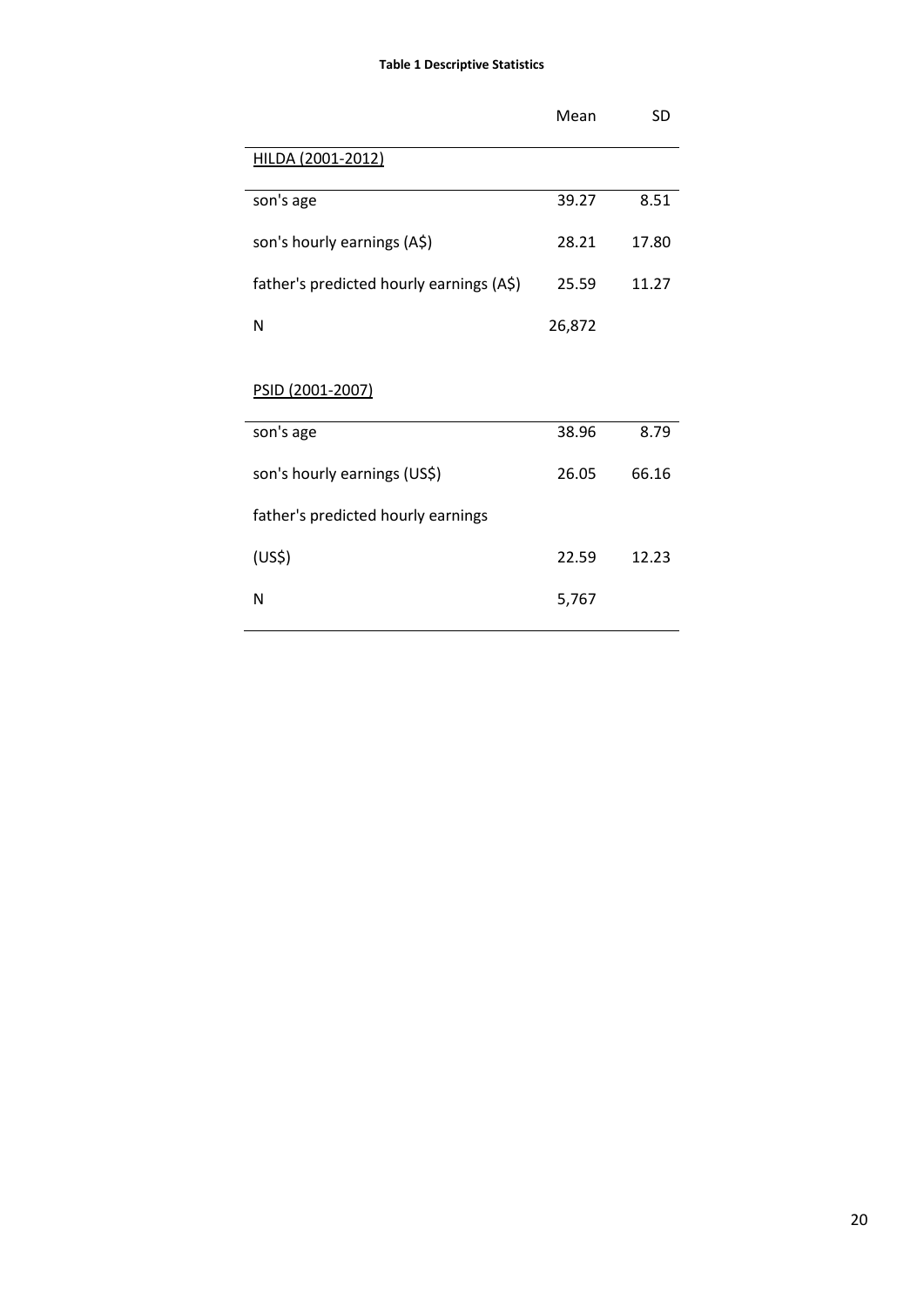**Table 1 Descriptive Statistics**

| | Mean | SD |
|---|---|---|
| HILDA (2001-2012) | | |
| son's age | 39.27 | 8.51 |
| son's hourly earnings (A$) | 28.21 | 17.80 |
| father's predicted hourly earnings (A$) | 25.59 | 11.27 |
| N | 26,872 | |
| PSID (2001-2007) | | |
| son's age | 38.96 | 8.79 |
| son's hourly earnings (US$) | 26.05 | 66.16 |
| father's predicted hourly earnings (US$) | 22.59 | 12.23 |
| N | 5,767 | |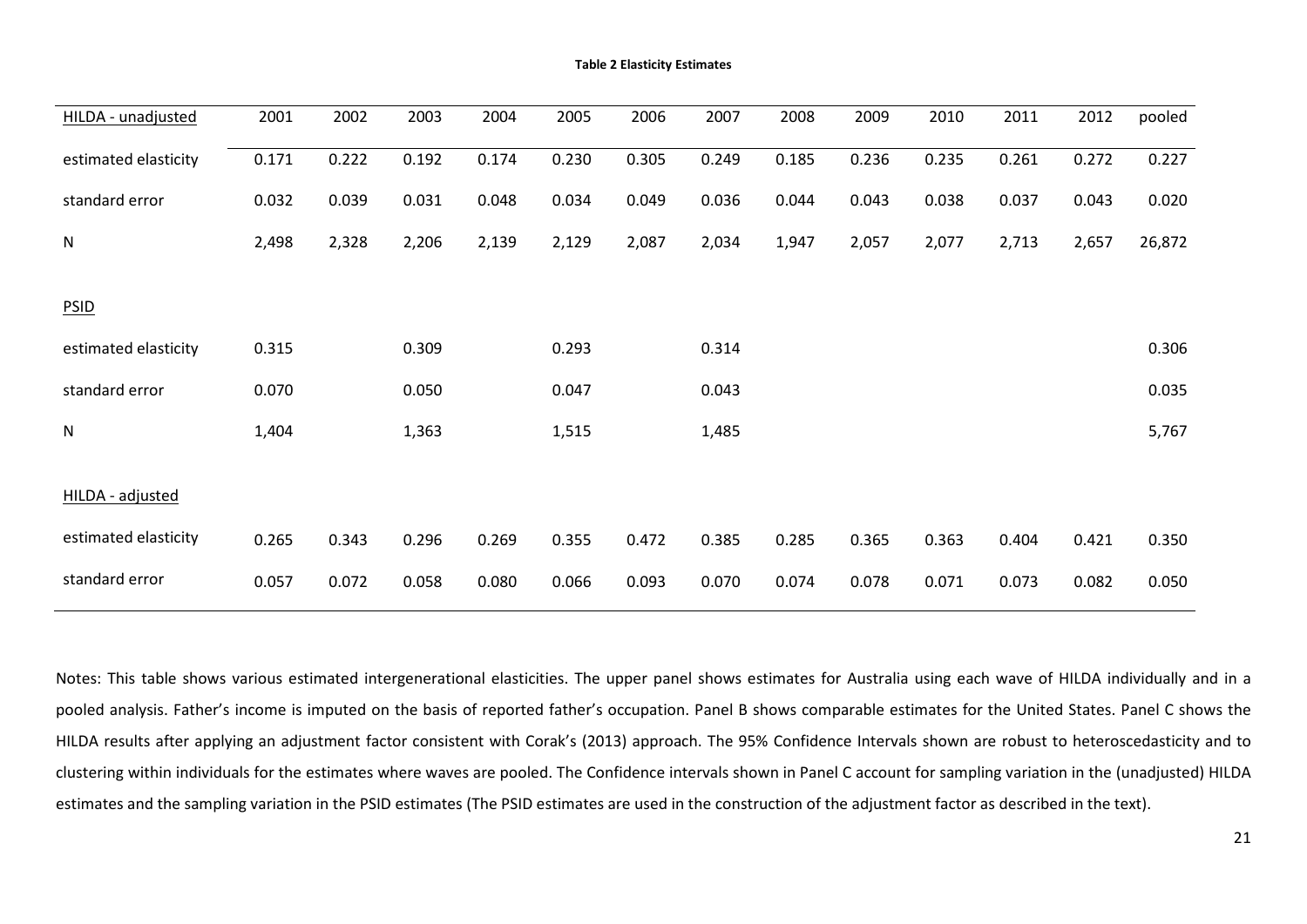**Table 2 Elasticity Estimates**

| HILDA - unadjusted | 2001 | 2002 | 2003 | 2004 | 2005 | 2006 | 2007 | 2008 | 2009 | 2010 | 2011 | 2012 | pooled |
|---|---|---|---|---|---|---|---|---|---|---|---|---|---|
| estimated elasticity | 0.171 | 0.222 | 0.192 | 0.174 | 0.230 | 0.305 | 0.249 | 0.185 | 0.236 | 0.235 | 0.261 | 0.272 | 0.227 |
| standard error | 0.032 | 0.039 | 0.031 | 0.048 | 0.034 | 0.049 | 0.036 | 0.044 | 0.043 | 0.038 | 0.037 | 0.043 | 0.020 |
| N | 2,498 | 2,328 | 2,206 | 2,139 | 2,129 | 2,087 | 2,034 | 1,947 | 2,057 | 2,077 | 2,713 | 2,657 | 26,872 |
| | | | | | | | | | | | | | |
| PSID | | | | | | | | | | | | | |
| estimated elasticity | 0.315 | | 0.309 | | 0.293 | | 0.314 | | | | | | 0.306 |
| standard error | 0.070 | | 0.050 | | 0.047 | | 0.043 | | | | | | 0.035 |
| N | 1,404 | | 1,363 | | 1,515 | | 1,485 | | | | | | 5,767 |
| | | | | | | | | | | | | | |
| HILDA - adjusted | | | | | | | | | | | | | |
| estimated elasticity | 0.265 | 0.343 | 0.296 | 0.269 | 0.355 | 0.472 | 0.385 | 0.285 | 0.365 | 0.363 | 0.404 | 0.421 | 0.350 |
| standard error | 0.057 | 0.072 | 0.058 | 0.080 | 0.066 | 0.093 | 0.070 | 0.074 | 0.078 | 0.071 | 0.073 | 0.082 | 0.050 |

Notes: This table shows various estimated intergenerational elasticities. The upper panel shows estimates for Australia using each wave of HILDA individually and in a pooled analysis. Father's income is imputed on the basis of reported father's occupation. Panel B shows comparable estimates for the United States. Panel C shows the HILDA results after applying an adjustment factor consistent with Corak's (2013) approach. The 95% Confidence Intervals shown are robust to heteroscedasticity and to clustering within individuals for the estimates where waves are pooled. The Confidence intervals shown in Panel C account for sampling variation in the (unadjusted) HILDA estimates and the sampling variation in the PSID estimates (The PSID estimates are used in the construction of the adjustment factor as described in the text).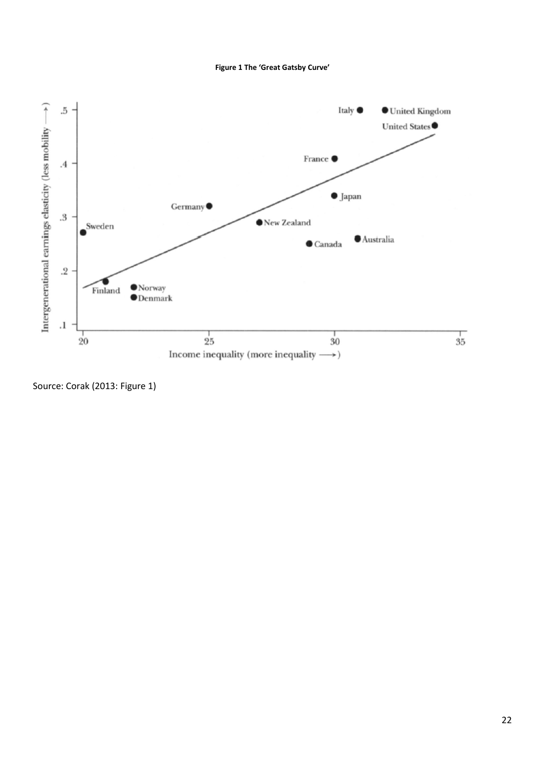**Figure 1 The 'Great Gatsby Curve'**

Source: Corak (2013: Figure 1)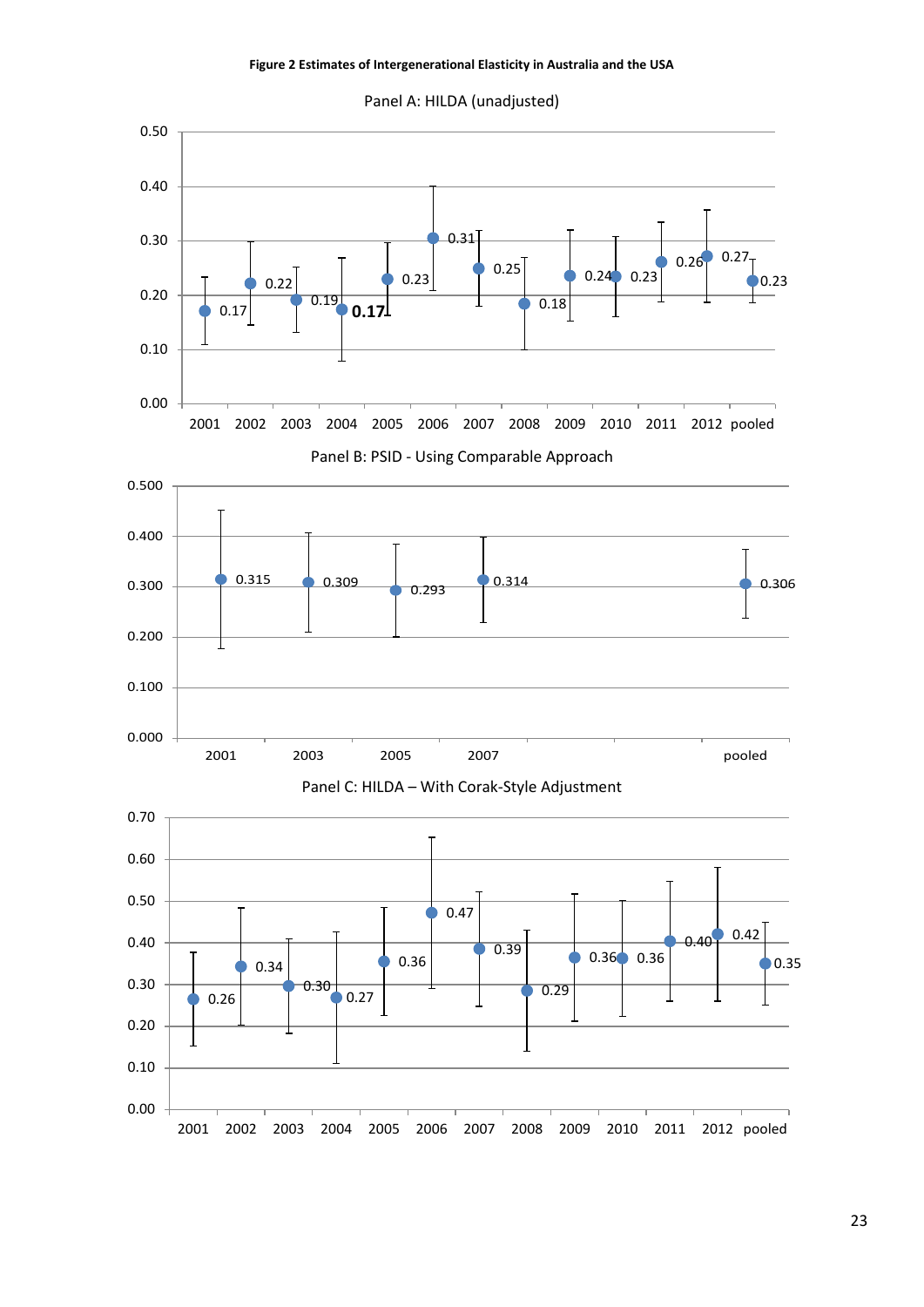**Figure 2 Estimates of Intergenerational Elasticity in Australia and the USA**

Panel A: HILDA (unadjusted)

| Year | Estimate |
|---|---|
| 2001 | 0.17 |
| 2002 | 0.22 |
| 2003 | 0.19 |
| 2004 | 0.17 |
| 2005 | 0.23 |
| 2006 | 0.31 |
| 2007 | 0.25 |
| 2008 | 0.18 |
| 2009 | 0.24 |
| 2010 | 0.23 |
| 2011 | 0.26 |
| 2012 | 0.27 |
| pooled | 0.23 |

Panel B: PSID - Using Comparable Approach

| Year | Estimate |
|---|---|
| 2001 | 0.315 |
| 2003 | 0.309 |
| 2005 | 0.293 |
| 2007 | 0.314 |
| pooled | 0.306 |

Panel C: HILDA – With Corak-Style Adjustment

| Year | Estimate |
|---|---|
| 2001 | 0.26 |
| 2002 | 0.34 |
| 2003 | 0.30 |
| 2004 | 0.27 |
| 2005 | 0.36 |
| 2006 | 0.47 |
| 2007 | 0.39 |
| 2008 | 0.29 |
| 2009 | 0.36 |
| 2010 | 0.36 |
| 2011 | 0.40 |
| 2012 | 0.42 |
| pooled | 0.35 |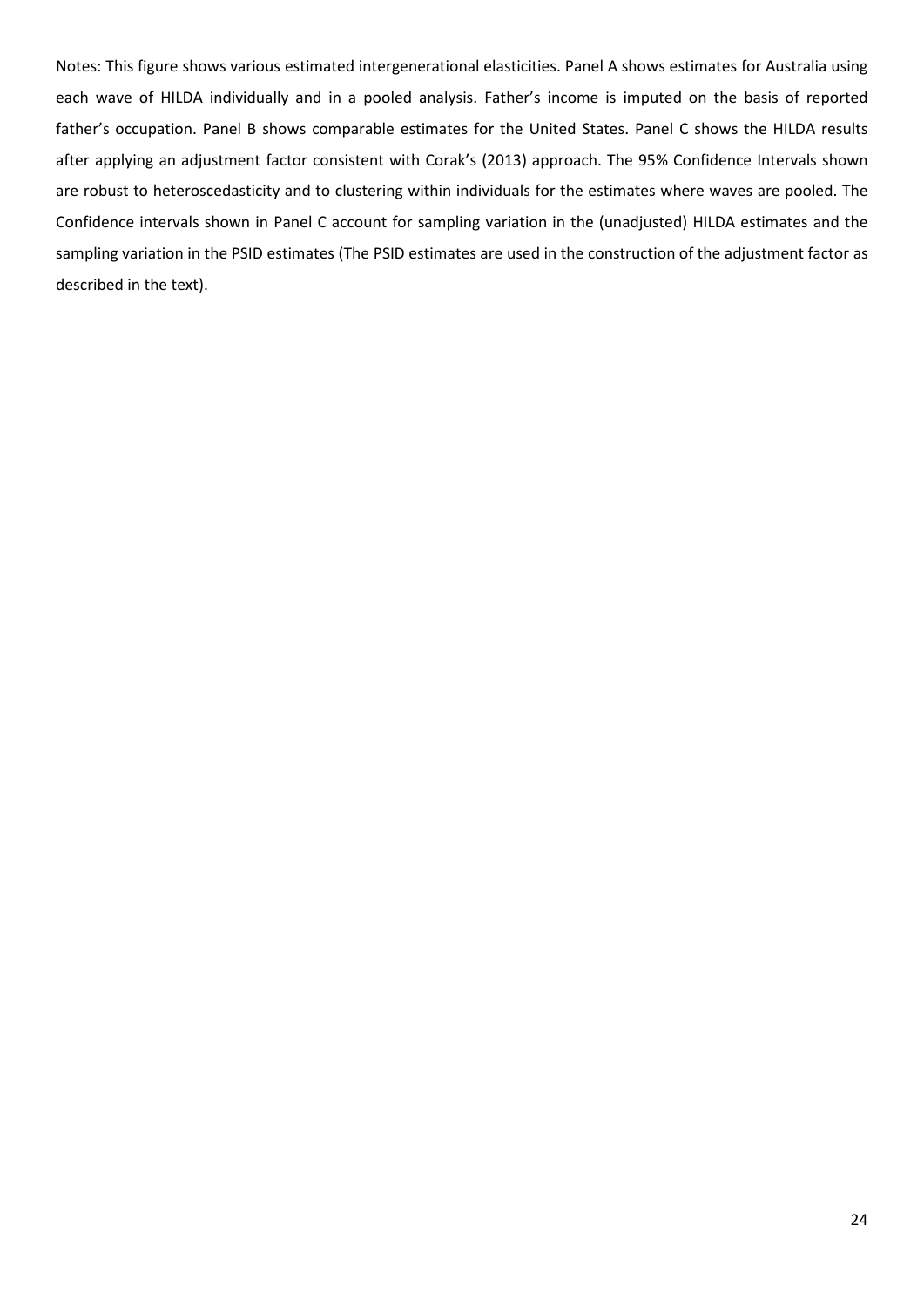Notes: This figure shows various estimated intergenerational elasticities. Panel A shows estimates for Australia using each wave of HILDA individually and in a pooled analysis. Father's income is imputed on the basis of reported father's occupation. Panel B shows comparable estimates for the United States. Panel C shows the HILDA results after applying an adjustment factor consistent with Corak's (2013) approach. The 95% Confidence Intervals shown are robust to heteroscedasticity and to clustering within individuals for the estimates where waves are pooled. The Confidence intervals shown in Panel C account for sampling variation in the (unadjusted) HILDA estimates and the sampling variation in the PSID estimates (The PSID estimates are used in the construction of the adjustment factor as described in the text).